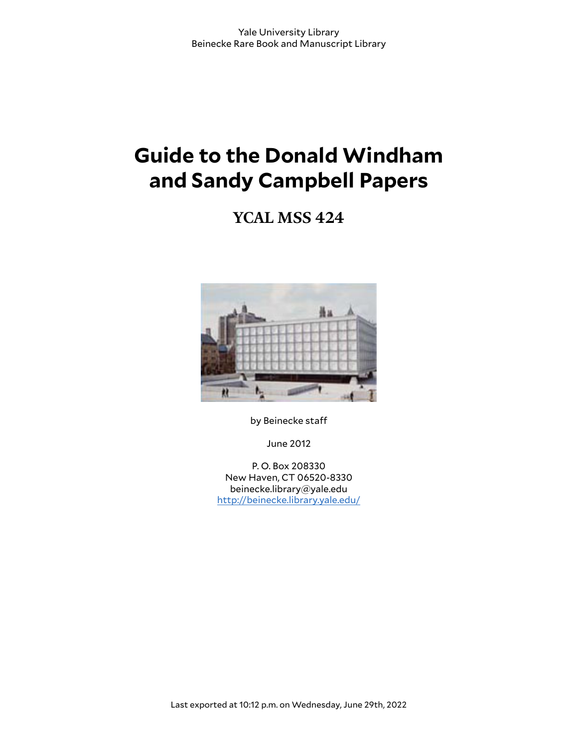Yale University Library
Beinecke Rare Book and Manuscript Library

# Guide to the Donald Windham and Sandy Campbell Papers

## YCAL MSS 424

by Beinecke staff

June 2012

P. O. Box 208330
New Haven, CT 06520-8330
beinecke.library@yale.edu
[http://beinecke.library.yale.edu/](http://beinecke.library.yale.edu/)

Last exported at 10:12 p.m. on Wednesday, June 29th, 2022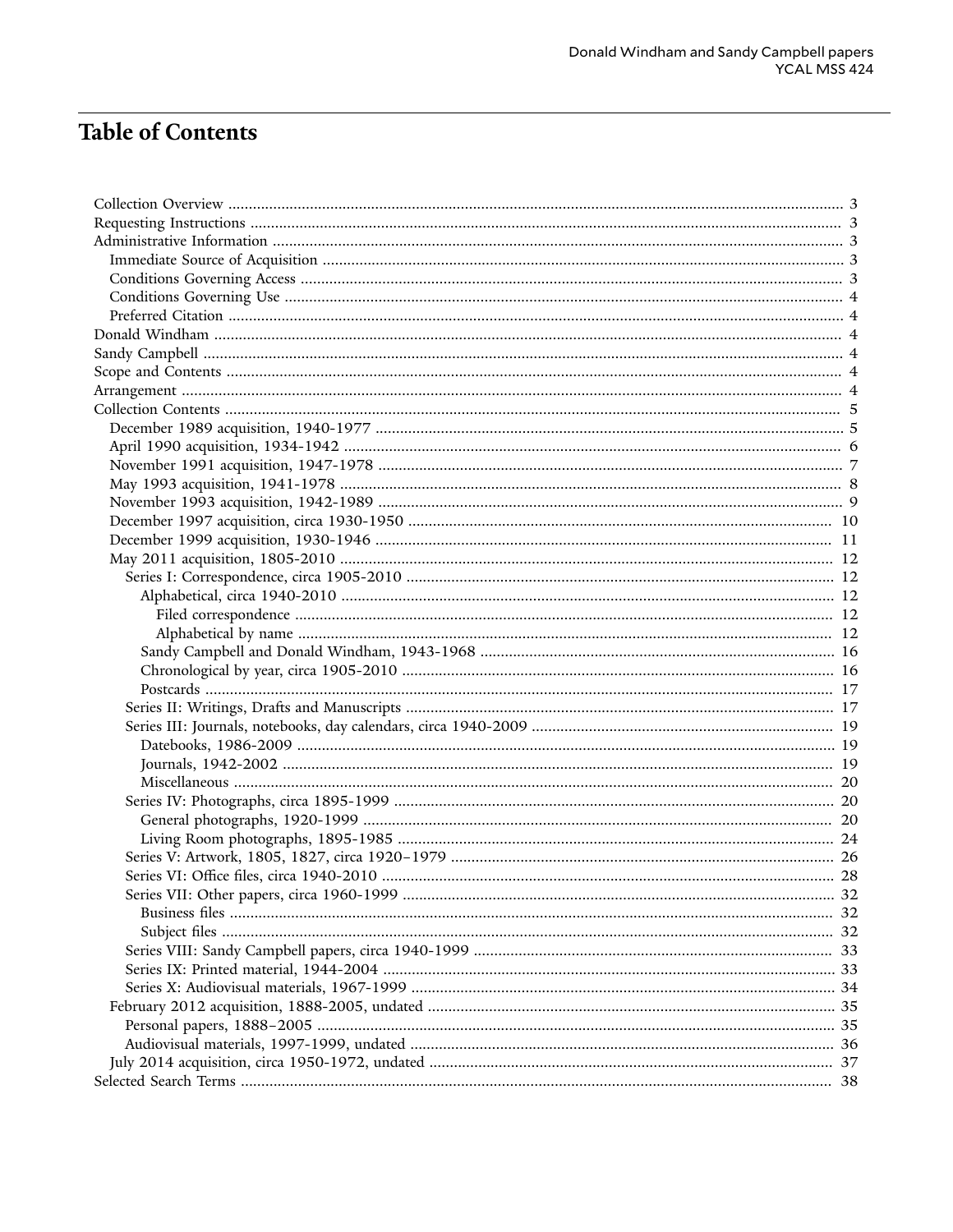# Table of Contents

- Collection Overview ... 3
- Requesting Instructions ... 3
- Administrative Information ... 3
  - Immediate Source of Acquisition ... 3
  - Conditions Governing Access ... 3
  - Conditions Governing Use ... 4
  - Preferred Citation ... 4
- Donald Windham ... 4
- Sandy Campbell ... 4
- Scope and Contents ... 4
- Arrangement ... 4
- Collection Contents ... 5
  - December 1989 acquisition, 1940-1977 ... 5
  - April 1990 acquisition, 1934-1942 ... 6
  - November 1991 acquisition, 1947-1978 ... 7
  - May 1993 acquisition, 1941-1978 ... 8
  - November 1993 acquisition, 1942-1989 ... 9
  - December 1997 acquisition, circa 1930-1950 ... 10
  - December 1999 acquisition, 1930-1946 ... 11
  - May 2011 acquisition, 1805-2010 ... 12
    - Series I: Correspondence, circa 1905-2010 ... 12
      - Alphabetical, circa 1940-2010 ... 12
        - Filed correspondence ... 12
        - Alphabetical by name ... 12
      - Sandy Campbell and Donald Windham, 1943-1968 ... 16
      - Chronological by year, circa 1905-2010 ... 16
      - Postcards ... 17
    - Series II: Writings, Drafts and Manuscripts ... 17
    - Series III: Journals, notebooks, day calendars, circa 1940-2009 ... 19
      - Datebooks, 1986-2009 ... 19
      - Journals, 1942-2002 ... 19
      - Miscellaneous ... 20
    - Series IV: Photographs, circa 1895-1999 ... 20
      - General photographs, 1920-1999 ... 20
      - Living Room photographs, 1895-1985 ... 24
    - Series V: Artwork, 1805, 1827, circa 1920–1979 ... 26
    - Series VI: Office files, circa 1940-2010 ... 28
    - Series VII: Other papers, circa 1960-1999 ... 32
      - Business files ... 32
      - Subject files ... 32
    - Series VIII: Sandy Campbell papers, circa 1940-1999 ... 33
    - Series IX: Printed material, 1944-2004 ... 33
    - Series X: Audiovisual materials, 1967-1999 ... 34
  - February 2012 acquisition, 1888-2005, undated ... 35
    - Personal papers, 1888–2005 ... 35
    - Audiovisual materials, 1997-1999, undated ... 36
  - July 2014 acquisition, circa 1950-1972, undated ... 37
- Selected Search Terms ... 38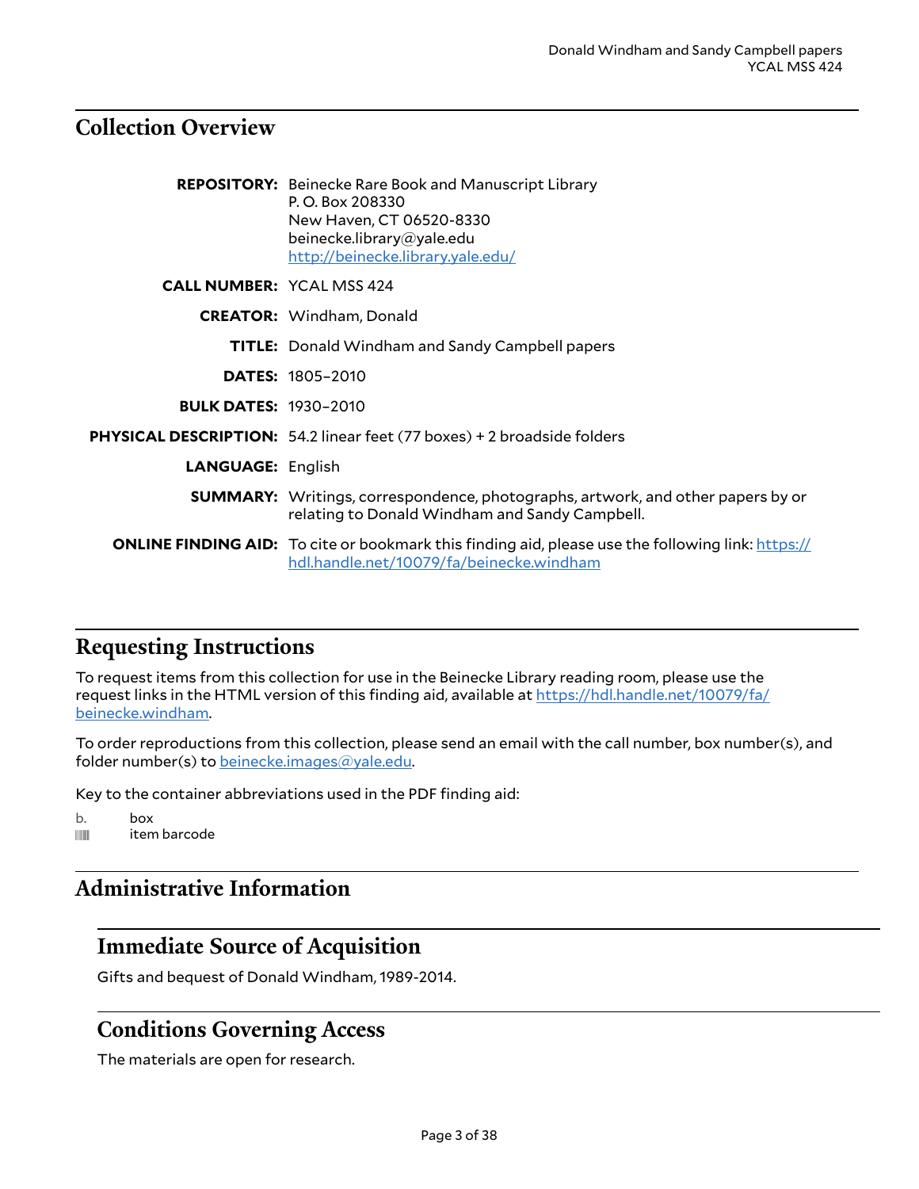## Collection Overview

**REPOSITORY:** Beinecke Rare Book and Manuscript Library
P. O. Box 208330
New Haven, CT 06520-8330
beinecke.library@yale.edu
http://beinecke.library.yale.edu/

**CALL NUMBER:** YCAL MSS 424

**CREATOR:** Windham, Donald

**TITLE:** Donald Windham and Sandy Campbell papers

**DATES:** 1805–2010

**BULK DATES:** 1930–2010

**PHYSICAL DESCRIPTION:** 54.2 linear feet (77 boxes) + 2 broadside folders

**LANGUAGE:** English

**SUMMARY:** Writings, correspondence, photographs, artwork, and other papers by or relating to Donald Windham and Sandy Campbell.

**ONLINE FINDING AID:** To cite or bookmark this finding aid, please use the following link: https://hdl.handle.net/10079/fa/beinecke.windham

## Requesting Instructions

To request items from this collection for use in the Beinecke Library reading room, please use the request links in the HTML version of this finding aid, available at https://hdl.handle.net/10079/fa/beinecke.windham.

To order reproductions from this collection, please send an email with the call number, box number(s), and folder number(s) to beinecke.images@yale.edu.

Key to the container abbreviations used in the PDF finding aid:

b. box
|||||| item barcode

## Administrative Information

### Immediate Source of Acquisition

Gifts and bequest of Donald Windham, 1989-2014.

### Conditions Governing Access

The materials are open for research.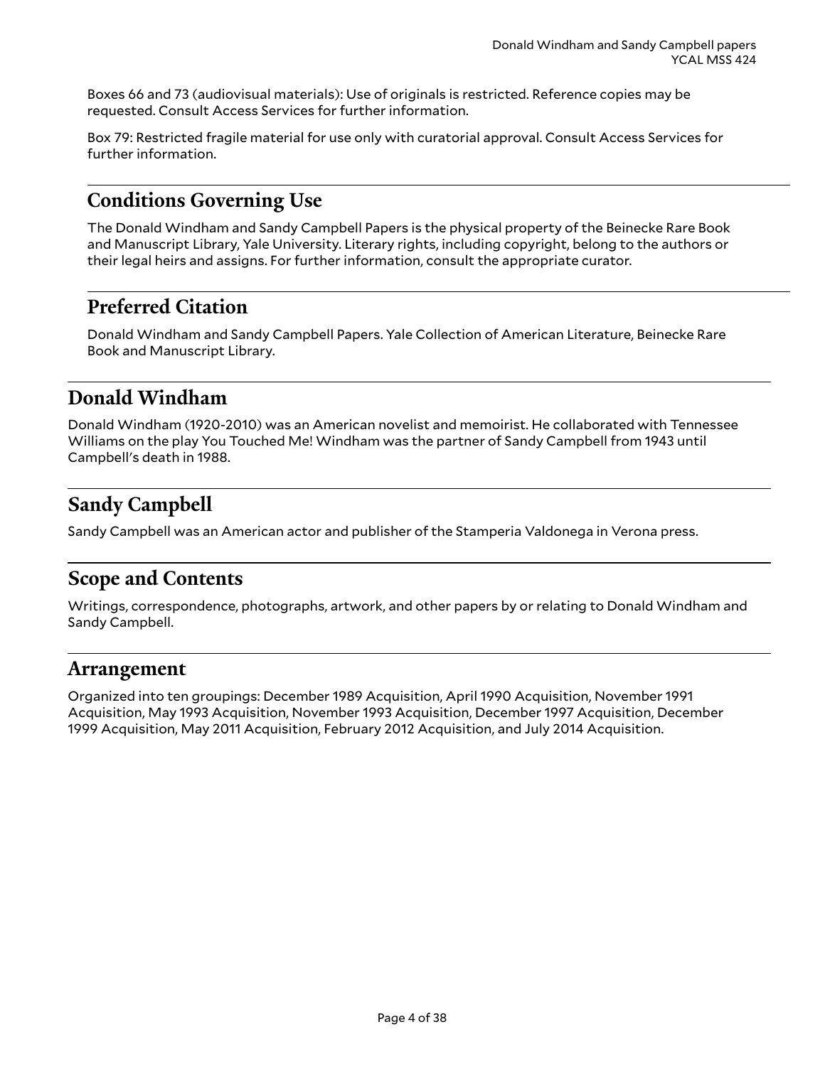Boxes 66 and 73 (audiovisual materials): Use of originals is restricted. Reference copies may be requested. Consult Access Services for further information.

Box 79: Restricted fragile material for use only with curatorial approval. Consult Access Services for further information.

### Conditions Governing Use

The Donald Windham and Sandy Campbell Papers is the physical property of the Beinecke Rare Book and Manuscript Library, Yale University. Literary rights, including copyright, belong to the authors or their legal heirs and assigns. For further information, consult the appropriate curator.

### Preferred Citation

Donald Windham and Sandy Campbell Papers. Yale Collection of American Literature, Beinecke Rare Book and Manuscript Library.

## Donald Windham

Donald Windham (1920-2010) was an American novelist and memoirist. He collaborated with Tennessee Williams on the play You Touched Me! Windham was the partner of Sandy Campbell from 1943 until Campbell's death in 1988.

## Sandy Campbell

Sandy Campbell was an American actor and publisher of the Stamperia Valdonega in Verona press.

## Scope and Contents

Writings, correspondence, photographs, artwork, and other papers by or relating to Donald Windham and Sandy Campbell.

## Arrangement

Organized into ten groupings: December 1989 Acquisition, April 1990 Acquisition, November 1991 Acquisition, May 1993 Acquisition, November 1993 Acquisition, December 1997 Acquisition, December 1999 Acquisition, May 2011 Acquisition, February 2012 Acquisition, and July 2014 Acquisition.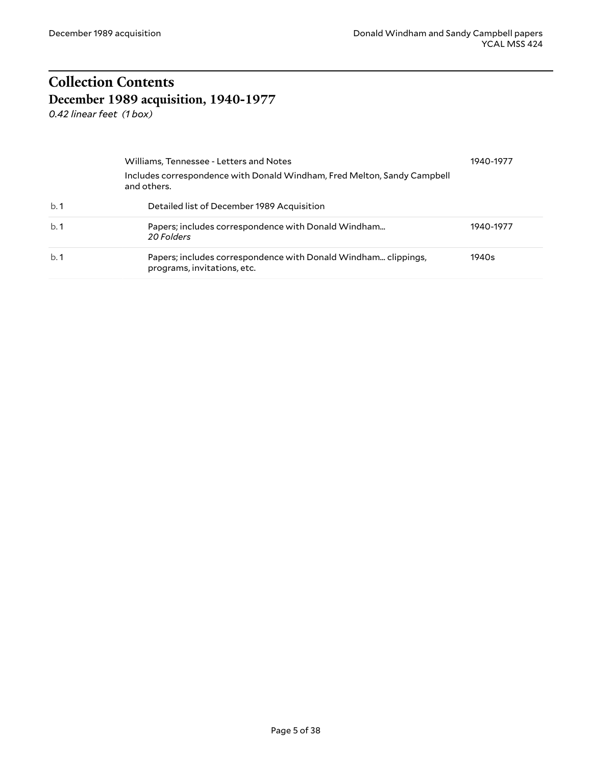# Collection Contents

## December 1989 acquisition, 1940-1977

*0.42 linear feet (1 box)*

Williams, Tennessee - Letters and Notes — 1940-1977

Includes correspondence with Donald Windham, Fred Melton, Sandy Campbell and others.

| | | |
|---|---|---|
| b. 1 | Detailed list of December 1989 Acquisition | |
| b. 1 | Papers; includes correspondence with Donald Windham... *20 Folders* | 1940-1977 |
| b. 1 | Papers; includes correspondence with Donald Windham... clippings, programs, invitations, etc. | 1940s |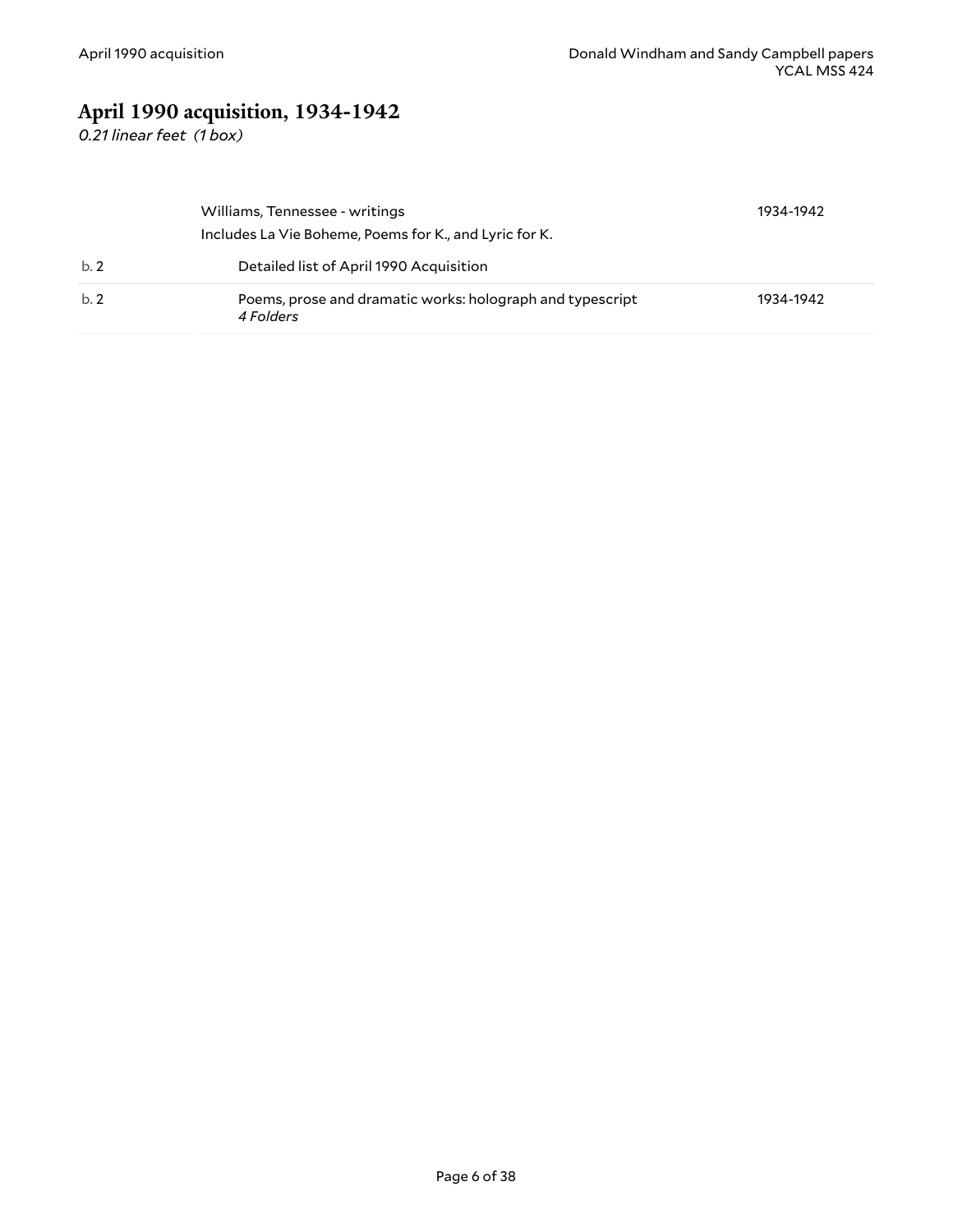## April 1990 acquisition, 1934-1942

*0.21 linear feet (1 box)*

| | | |
|---|---|---|
| | Williams, Tennessee - writings<br>Includes La Vie Boheme, Poems for K., and Lyric for K. | 1934-1942 |
| b. 2 | Detailed list of April 1990 Acquisition | |
| b. 2 | Poems, prose and dramatic works: holograph and typescript<br>*4 Folders* | 1934-1942 |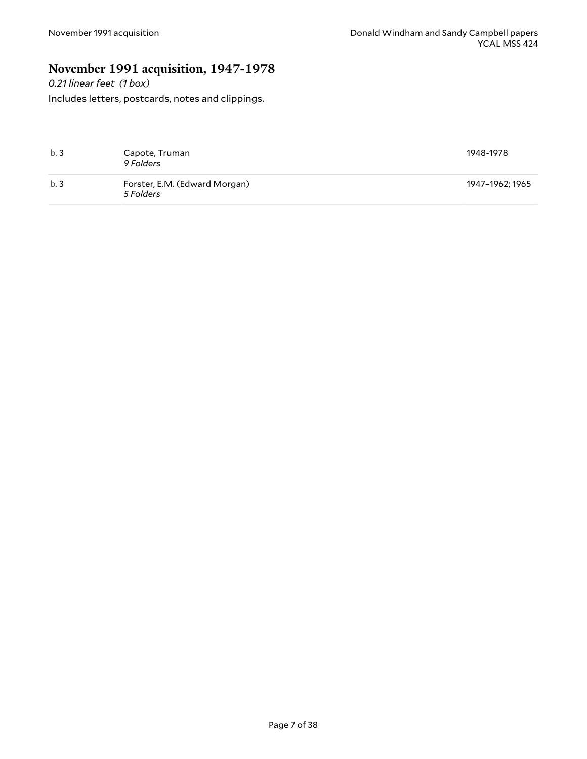## November 1991 acquisition, 1947-1978

*0.21 linear feet (1 box)*

Includes letters, postcards, notes and clippings.

| | | |
|---|---|---|
| b. 3 | Capote, Truman<br>*9 Folders* | 1948-1978 |
| b. 3 | Forster, E.M. (Edward Morgan)<br>*5 Folders* | 1947–1962; 1965 |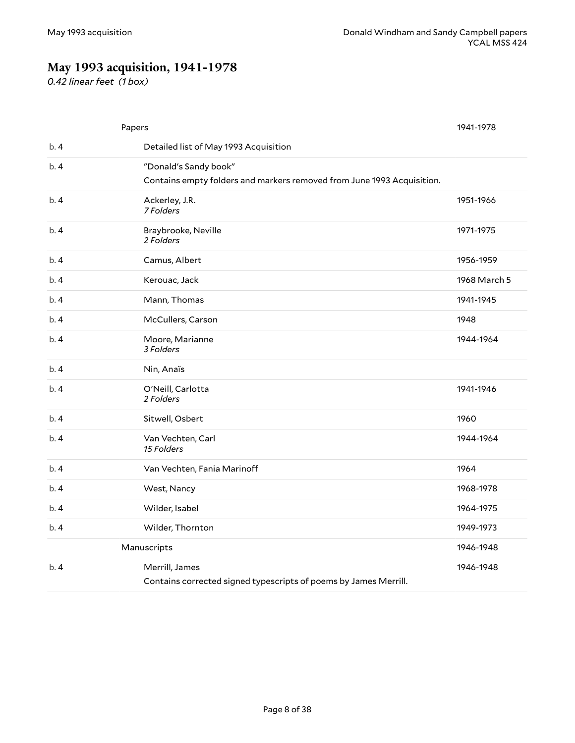## May 1993 acquisition, 1941-1978

*0.42 linear feet (1 box)*

| | | |
|---|---|---|
| | Papers | 1941-1978 |
| b. 4 | Detailed list of May 1993 Acquisition | |
| b. 4 | "Donald's Sandy book"<br>Contains empty folders and markers removed from June 1993 Acquisition. | |
| b. 4 | Ackerley, J.R.<br>*7 Folders* | 1951-1966 |
| b. 4 | Braybrooke, Neville<br>*2 Folders* | 1971-1975 |
| b. 4 | Camus, Albert | 1956-1959 |
| b. 4 | Kerouac, Jack | 1968 March 5 |
| b. 4 | Mann, Thomas | 1941-1945 |
| b. 4 | McCullers, Carson | 1948 |
| b. 4 | Moore, Marianne<br>*3 Folders* | 1944-1964 |
| b. 4 | Nin, Anaïs | |
| b. 4 | O'Neill, Carlotta<br>*2 Folders* | 1941-1946 |
| b. 4 | Sitwell, Osbert | 1960 |
| b. 4 | Van Vechten, Carl<br>*15 Folders* | 1944-1964 |
| b. 4 | Van Vechten, Fania Marinoff | 1964 |
| b. 4 | West, Nancy | 1968-1978 |
| b. 4 | Wilder, Isabel | 1964-1975 |
| b. 4 | Wilder, Thornton | 1949-1973 |
| | Manuscripts | 1946-1948 |
| b. 4 | Merrill, James<br>Contains corrected signed typescripts of poems by James Merrill. | 1946-1948 |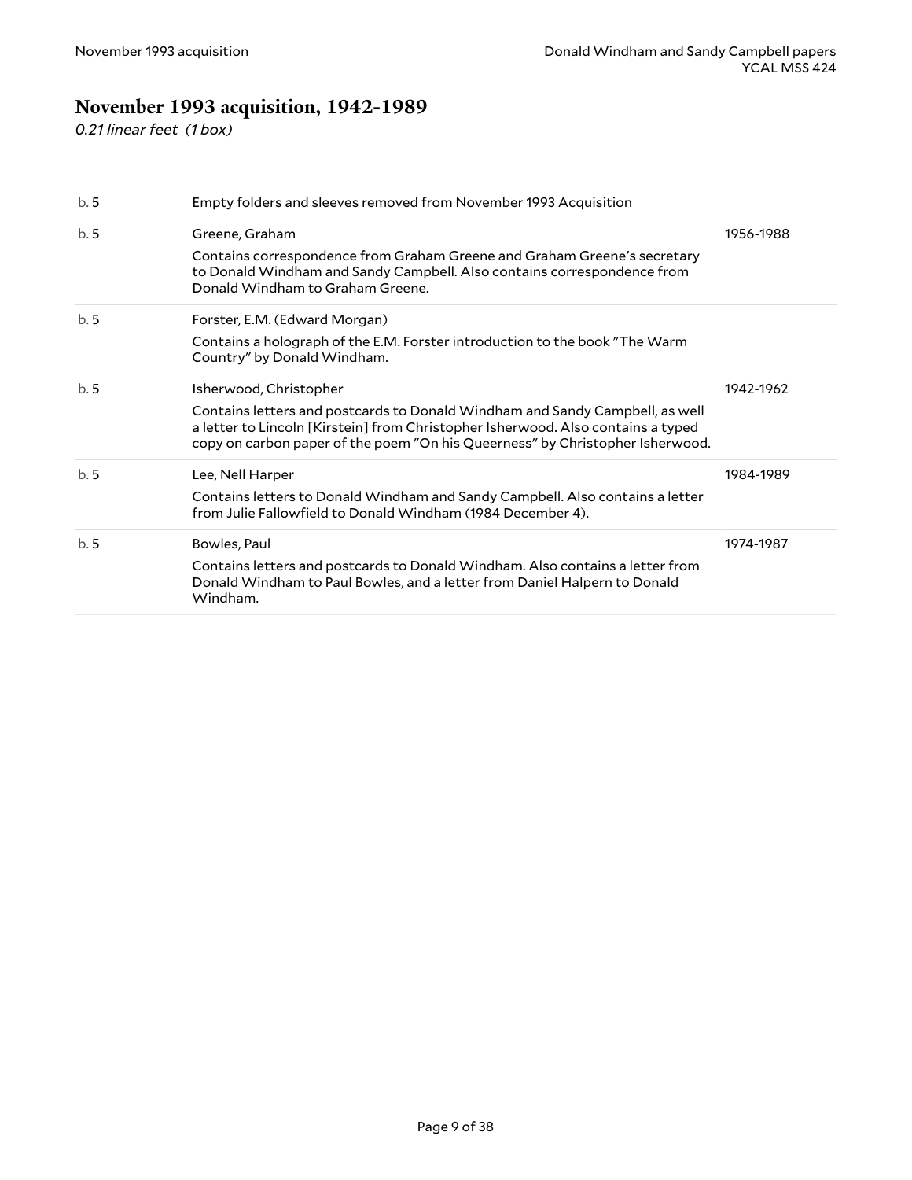## November 1993 acquisition, 1942-1989

*0.21 linear feet (1 box)*

| | | |
|---|---|---|
| b. 5 | Empty folders and sleeves removed from November 1993 Acquisition | |
| b. 5 | Greene, Graham<br><br>Contains correspondence from Graham Greene and Graham Greene's secretary to Donald Windham and Sandy Campbell. Also contains correspondence from Donald Windham to Graham Greene. | 1956-1988 |
| b. 5 | Forster, E.M. (Edward Morgan)<br><br>Contains a holograph of the E.M. Forster introduction to the book "The Warm Country" by Donald Windham. | |
| b. 5 | Isherwood, Christopher<br><br>Contains letters and postcards to Donald Windham and Sandy Campbell, as well a letter to Lincoln [Kirstein] from Christopher Isherwood. Also contains a typed copy on carbon paper of the poem "On his Queerness" by Christopher Isherwood. | 1942-1962 |
| b. 5 | Lee, Nell Harper<br><br>Contains letters to Donald Windham and Sandy Campbell. Also contains a letter from Julie Fallowfield to Donald Windham (1984 December 4). | 1984-1989 |
| b. 5 | Bowles, Paul<br><br>Contains letters and postcards to Donald Windham. Also contains a letter from Donald Windham to Paul Bowles, and a letter from Daniel Halpern to Donald Windham. | 1974-1987 |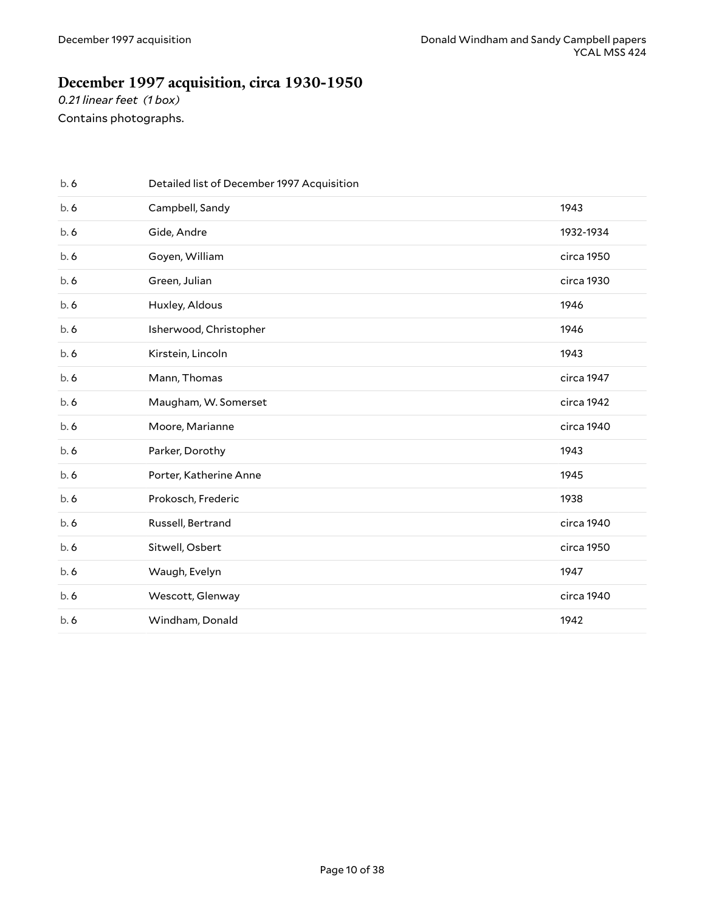## December 1997 acquisition, circa 1930-1950

*0.21 linear feet (1 box)*

Contains photographs.

| | | |
|---|---|---|
| b. 6 | Detailed list of December 1997 Acquisition | |
| b. 6 | Campbell, Sandy | 1943 |
| b. 6 | Gide, Andre | 1932-1934 |
| b. 6 | Goyen, William | circa 1950 |
| b. 6 | Green, Julian | circa 1930 |
| b. 6 | Huxley, Aldous | 1946 |
| b. 6 | Isherwood, Christopher | 1946 |
| b. 6 | Kirstein, Lincoln | 1943 |
| b. 6 | Mann, Thomas | circa 1947 |
| b. 6 | Maugham, W. Somerset | circa 1942 |
| b. 6 | Moore, Marianne | circa 1940 |
| b. 6 | Parker, Dorothy | 1943 |
| b. 6 | Porter, Katherine Anne | 1945 |
| b. 6 | Prokosch, Frederic | 1938 |
| b. 6 | Russell, Bertrand | circa 1940 |
| b. 6 | Sitwell, Osbert | circa 1950 |
| b. 6 | Waugh, Evelyn | 1947 |
| b. 6 | Wescott, Glenway | circa 1940 |
| b. 6 | Windham, Donald | 1942 |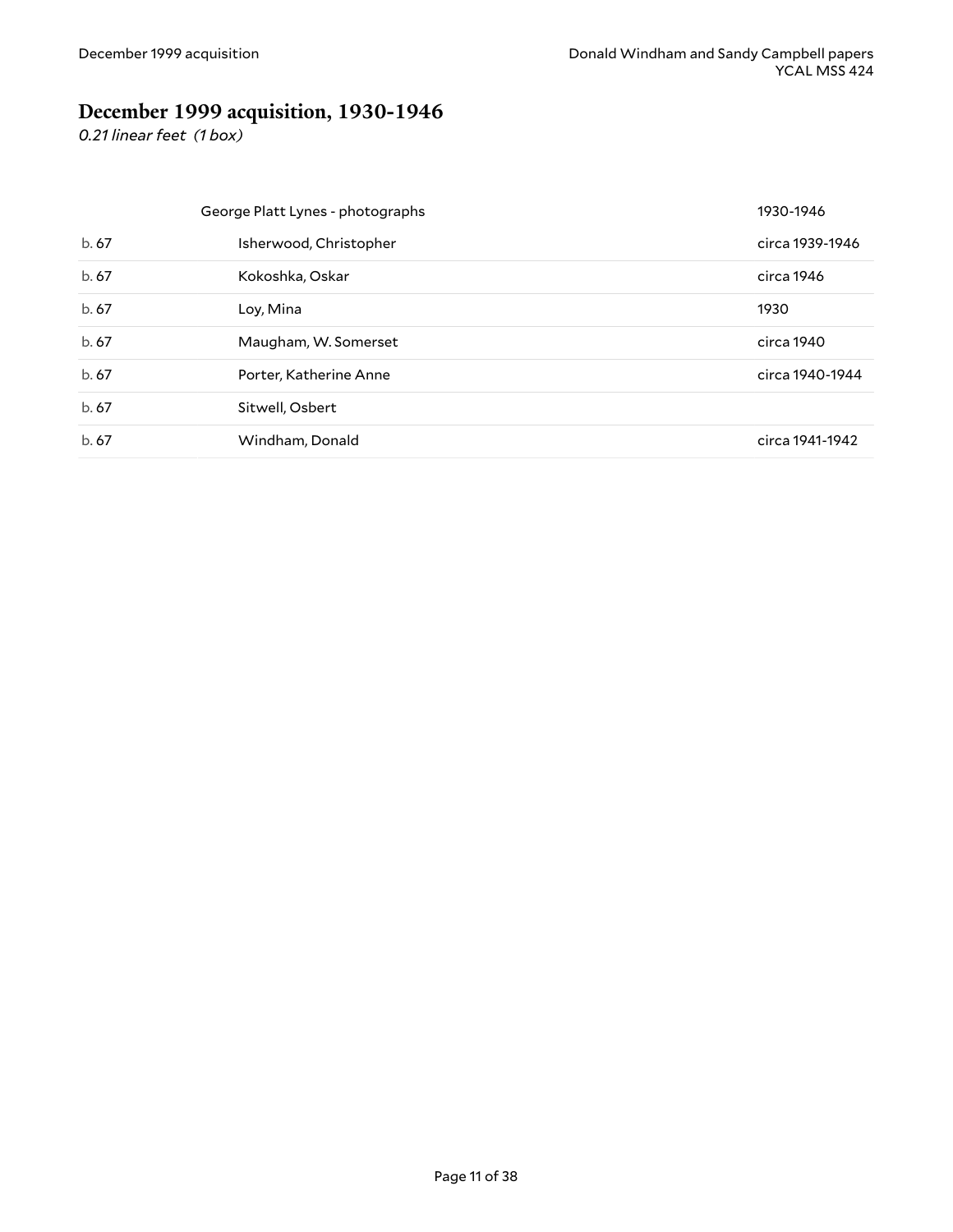## December 1999 acquisition, 1930-1946

*0.21 linear feet (1 box)*

| | George Platt Lynes - photographs | 1930-1946 |
|---|---|---|
| b. 67 | Isherwood, Christopher | circa 1939-1946 |
| b. 67 | Kokoshka, Oskar | circa 1946 |
| b. 67 | Loy, Mina | 1930 |
| b. 67 | Maugham, W. Somerset | circa 1940 |
| b. 67 | Porter, Katherine Anne | circa 1940-1944 |
| b. 67 | Sitwell, Osbert | |
| b. 67 | Windham, Donald | circa 1941-1942 |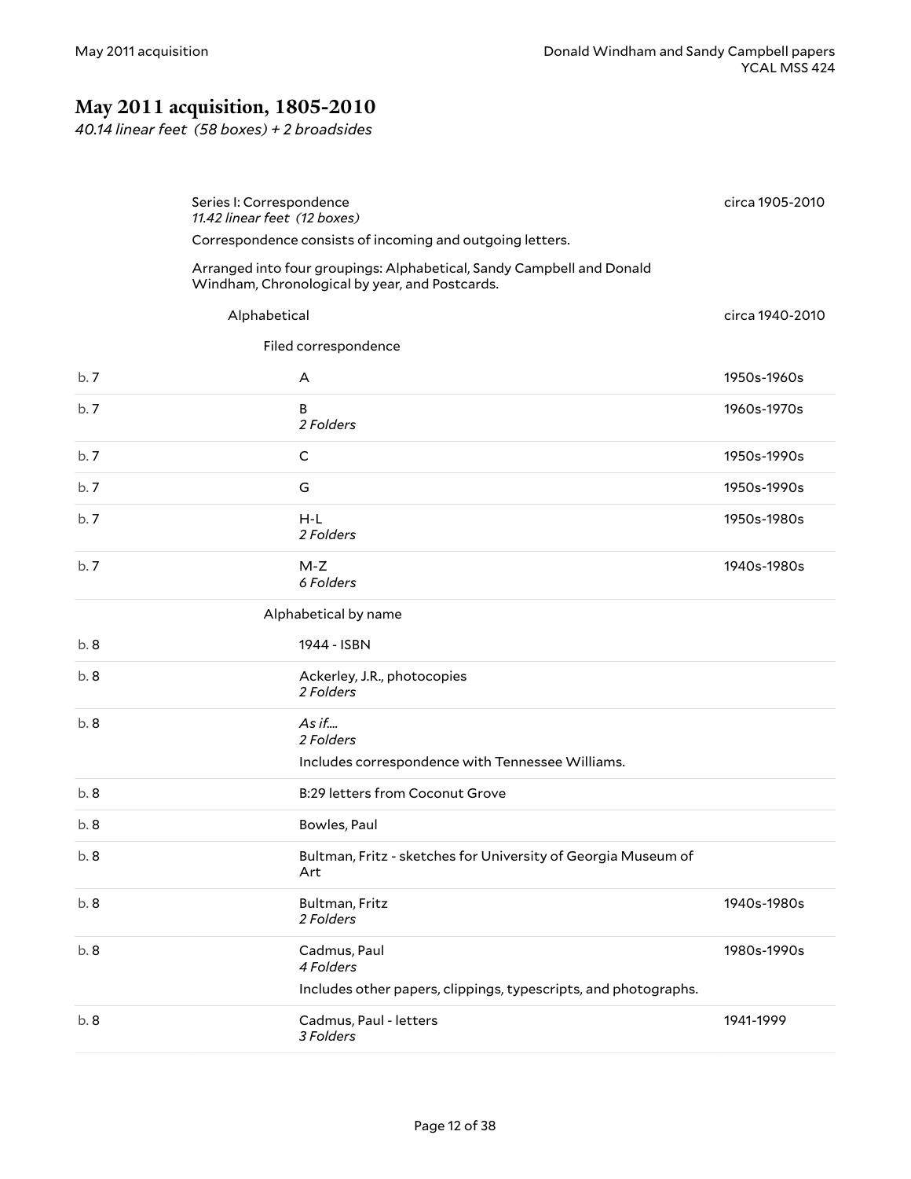## May 2011 acquisition, 1805-2010

*40.14 linear feet (58 boxes) + 2 broadsides*

### Series I: Correspondence — circa 1905-2010

*11.42 linear feet (12 boxes)*

Correspondence consists of incoming and outgoing letters.

Arranged into four groupings: Alphabetical, Sandy Campbell and Donald Windham, Chronological by year, and Postcards.

#### Alphabetical — circa 1940-2010

##### Filed correspondence

| Box | Title | Dates |
|---|---|---|
| b. 7 | A | 1950s-1960s |
| b. 7 | B<br>*2 Folders* | 1960s-1970s |
| b. 7 | C | 1950s-1990s |
| b. 7 | G | 1950s-1990s |
| b. 7 | H-L<br>*2 Folders* | 1950s-1980s |
| b. 7 | M-Z<br>*6 Folders* | 1940s-1980s |

##### Alphabetical by name

| Box | Title | Dates |
|---|---|---|
| b. 8 | 1944 - ISBN | |
| b. 8 | Ackerley, J.R., photocopies<br>*2 Folders* | |
| b. 8 | *As if....*<br>*2 Folders*<br>Includes correspondence with Tennessee Williams. | |
| b. 8 | B:29 letters from Coconut Grove | |
| b. 8 | Bowles, Paul | |
| b. 8 | Bultman, Fritz - sketches for University of Georgia Museum of Art | |
| b. 8 | Bultman, Fritz<br>*2 Folders* | 1940s-1980s |
| b. 8 | Cadmus, Paul<br>*4 Folders*<br>Includes other papers, clippings, typescripts, and photographs. | 1980s-1990s |
| b. 8 | Cadmus, Paul - letters<br>*3 Folders* | 1941-1999 |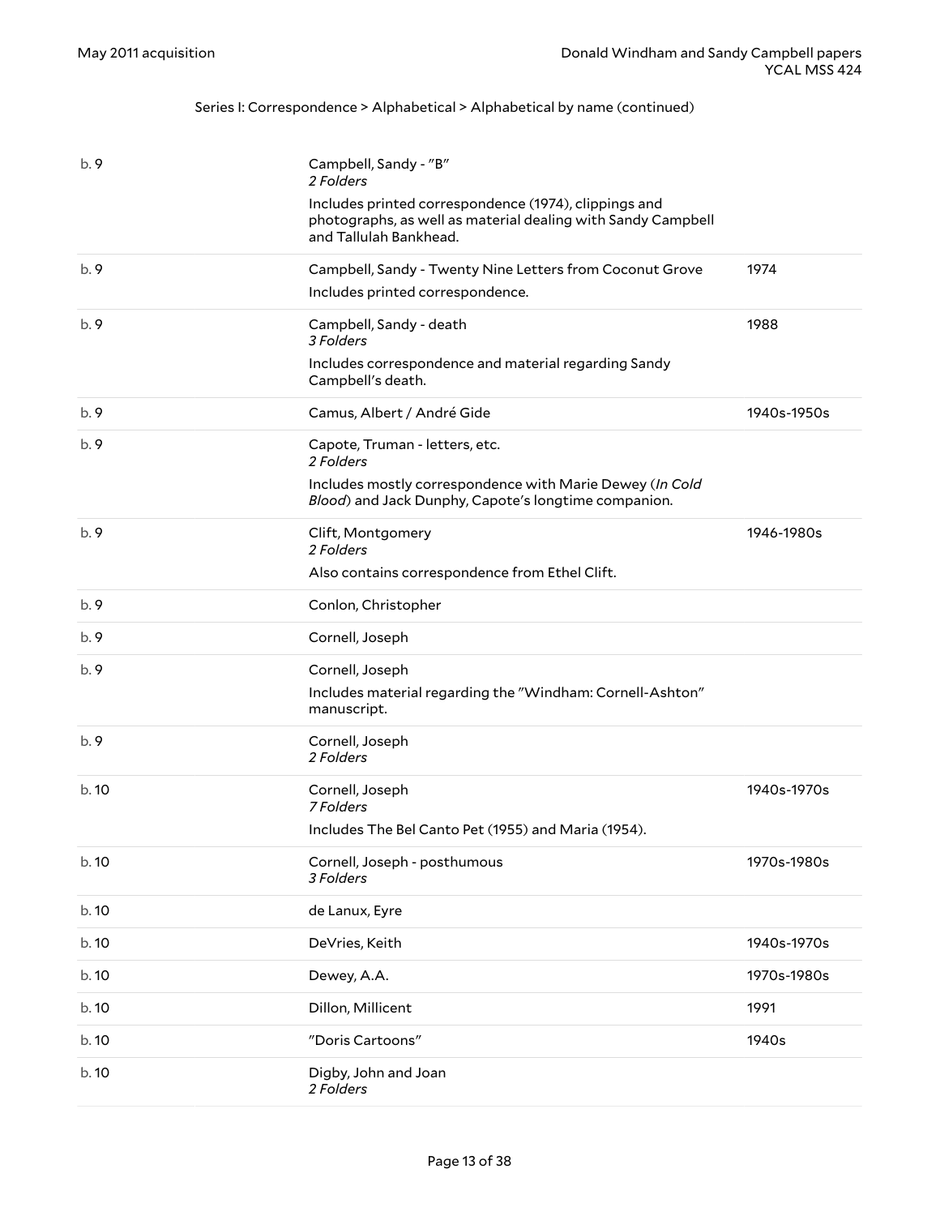Series I: Correspondence > Alphabetical > Alphabetical by name (continued)

| Box | Title | Date |
|---|---|---|
| b. 9 | Campbell, Sandy - "B"<br>*2 Folders*<br>Includes printed correspondence (1974), clippings and photographs, as well as material dealing with Sandy Campbell and Tallulah Bankhead. | |
| b. 9 | Campbell, Sandy - Twenty Nine Letters from Coconut Grove<br>Includes printed correspondence. | 1974 |
| b. 9 | Campbell, Sandy - death<br>*3 Folders*<br>Includes correspondence and material regarding Sandy Campbell's death. | 1988 |
| b. 9 | Camus, Albert / André Gide | 1940s-1950s |
| b. 9 | Capote, Truman - letters, etc.<br>*2 Folders*<br>Includes mostly correspondence with Marie Dewey (*In Cold Blood*) and Jack Dunphy, Capote's longtime companion. | |
| b. 9 | Clift, Montgomery<br>*2 Folders*<br>Also contains correspondence from Ethel Clift. | 1946-1980s |
| b. 9 | Conlon, Christopher | |
| b. 9 | Cornell, Joseph | |
| b. 9 | Cornell, Joseph<br>Includes material regarding the "Windham: Cornell-Ashton" manuscript. | |
| b. 9 | Cornell, Joseph<br>*2 Folders* | |
| b. 10 | Cornell, Joseph<br>*7 Folders*<br>Includes The Bel Canto Pet (1955) and Maria (1954). | 1940s-1970s |
| b. 10 | Cornell, Joseph - posthumous<br>*3 Folders* | 1970s-1980s |
| b. 10 | de Lanux, Eyre | |
| b. 10 | DeVries, Keith | 1940s-1970s |
| b. 10 | Dewey, A.A. | 1970s-1980s |
| b. 10 | Dillon, Millicent | 1991 |
| b. 10 | "Doris Cartoons" | 1940s |
| b. 10 | Digby, John and Joan<br>*2 Folders* | |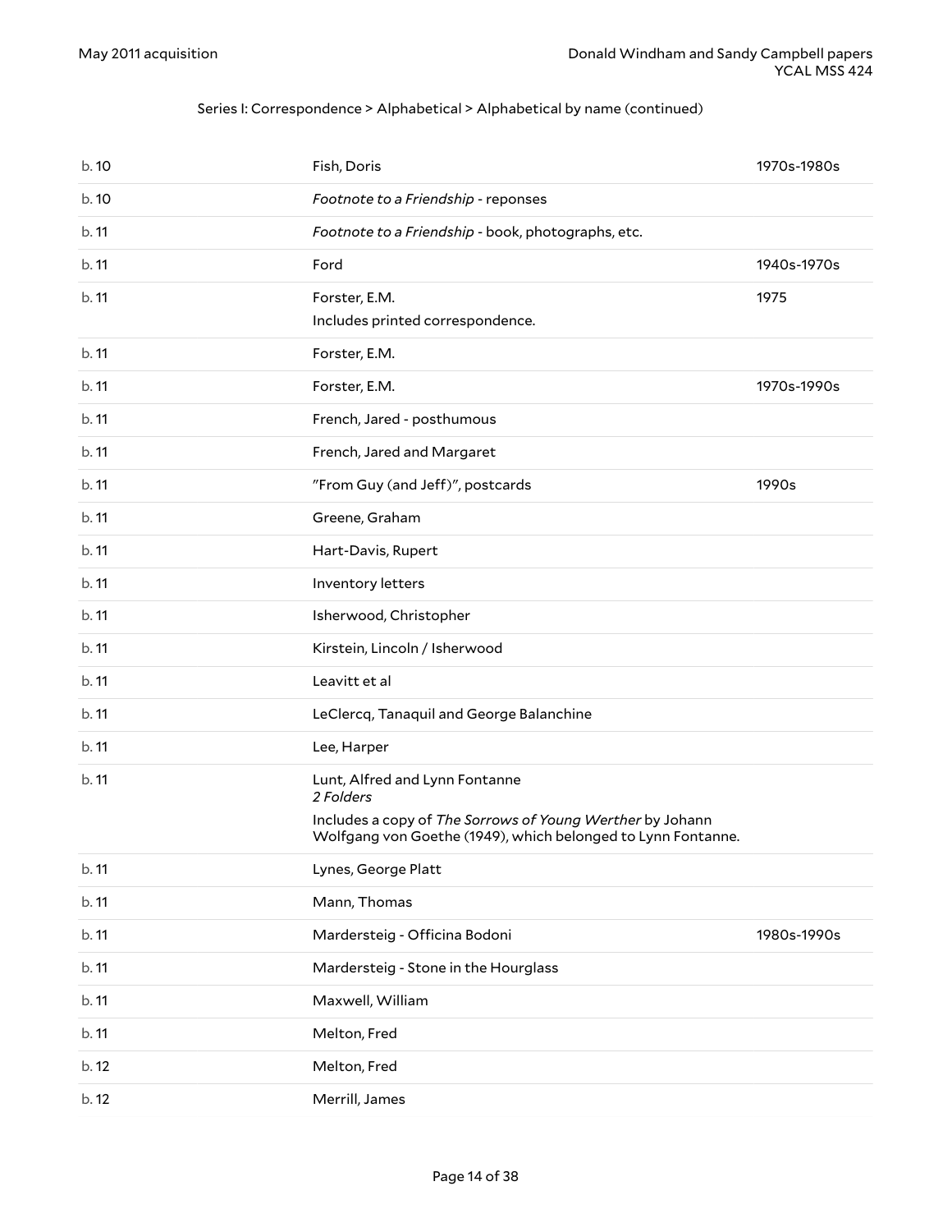Series I: Correspondence > Alphabetical > Alphabetical by name (continued)

| | | |
|---|---|---|
| b. 10 | Fish, Doris | 1970s-1980s |
| b. 10 | *Footnote to a Friendship* - reponses | |
| b. 11 | *Footnote to a Friendship* - book, photographs, etc. | |
| b. 11 | Ford | 1940s-1970s |
| b. 11 | Forster, E.M.<br>Includes printed correspondence. | 1975 |
| b. 11 | Forster, E.M. | |
| b. 11 | Forster, E.M. | 1970s-1990s |
| b. 11 | French, Jared - posthumous | |
| b. 11 | French, Jared and Margaret | |
| b. 11 | "From Guy (and Jeff)", postcards | 1990s |
| b. 11 | Greene, Graham | |
| b. 11 | Hart-Davis, Rupert | |
| b. 11 | Inventory letters | |
| b. 11 | Isherwood, Christopher | |
| b. 11 | Kirstein, Lincoln / Isherwood | |
| b. 11 | Leavitt et al | |
| b. 11 | LeClercq, Tanaquil and George Balanchine | |
| b. 11 | Lee, Harper | |
| b. 11 | Lunt, Alfred and Lynn Fontanne<br>*2 Folders*<br>Includes a copy of *The Sorrows of Young Werther* by Johann Wolfgang von Goethe (1949), which belonged to Lynn Fontanne. | |
| b. 11 | Lynes, George Platt | |
| b. 11 | Mann, Thomas | |
| b. 11 | Mardersteig - Officina Bodoni | 1980s-1990s |
| b. 11 | Mardersteig - Stone in the Hourglass | |
| b. 11 | Maxwell, William | |
| b. 11 | Melton, Fred | |
| b. 12 | Melton, Fred | |
| b. 12 | Merrill, James | |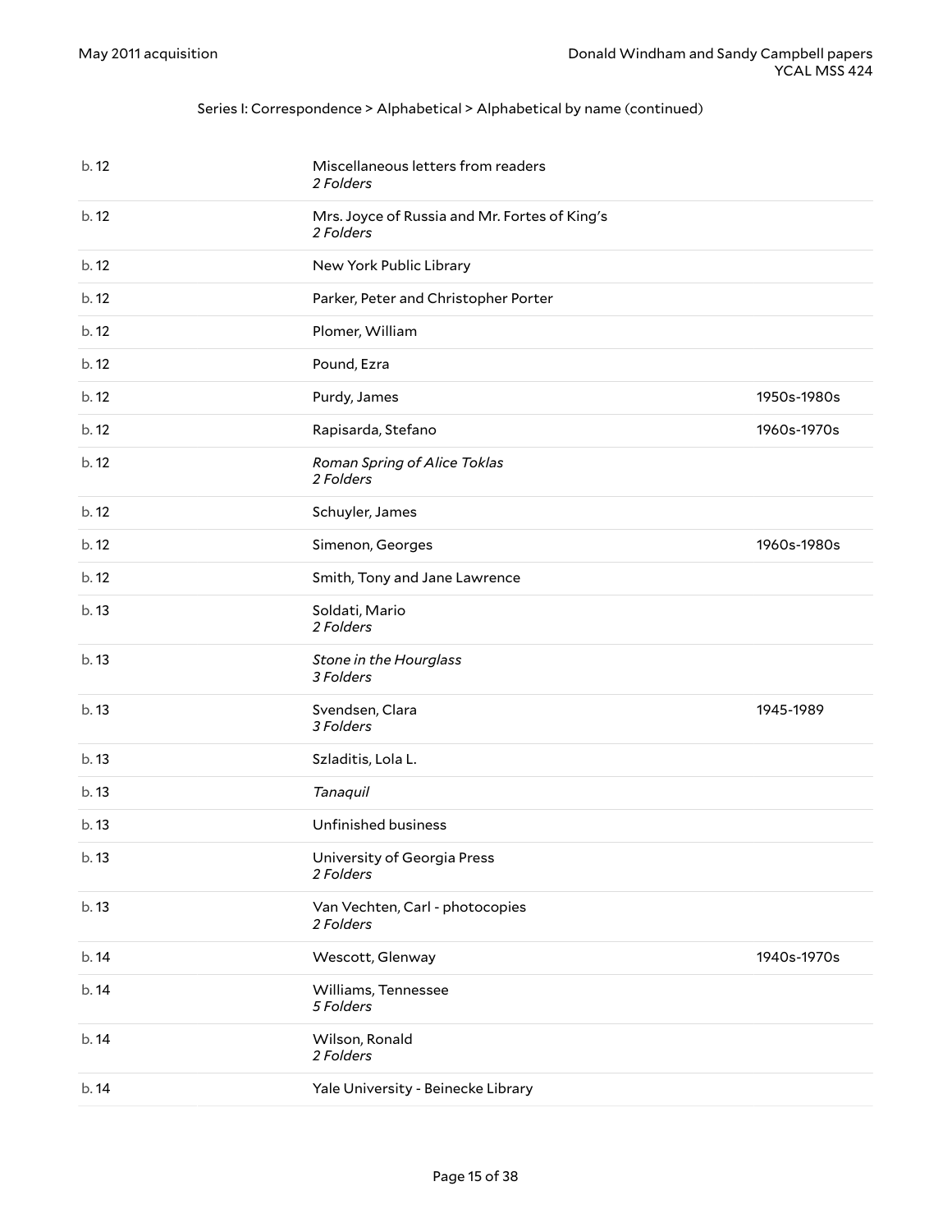Series I: Correspondence > Alphabetical > Alphabetical by name (continued)

| | | |
|---|---|---|
| b. 12 | Miscellaneous letters from readers<br>*2 Folders* | |
| b. 12 | Mrs. Joyce of Russia and Mr. Fortes of King's<br>*2 Folders* | |
| b. 12 | New York Public Library | |
| b. 12 | Parker, Peter and Christopher Porter | |
| b. 12 | Plomer, William | |
| b. 12 | Pound, Ezra | |
| b. 12 | Purdy, James | 1950s-1980s |
| b. 12 | Rapisarda, Stefano | 1960s-1970s |
| b. 12 | *Roman Spring of Alice Toklas*<br>*2 Folders* | |
| b. 12 | Schuyler, James | |
| b. 12 | Simenon, Georges | 1960s-1980s |
| b. 12 | Smith, Tony and Jane Lawrence | |
| b. 13 | Soldati, Mario<br>*2 Folders* | |
| b. 13 | *Stone in the Hourglass*<br>*3 Folders* | |
| b. 13 | Svendsen, Clara<br>*3 Folders* | 1945-1989 |
| b. 13 | Szladitis, Lola L. | |
| b. 13 | *Tanaquil* | |
| b. 13 | Unfinished business | |
| b. 13 | University of Georgia Press<br>*2 Folders* | |
| b. 13 | Van Vechten, Carl - photocopies<br>*2 Folders* | |
| b. 14 | Wescott, Glenway | 1940s-1970s |
| b. 14 | Williams, Tennessee<br>*5 Folders* | |
| b. 14 | Wilson, Ronald<br>*2 Folders* | |
| b. 14 | Yale University - Beinecke Library | |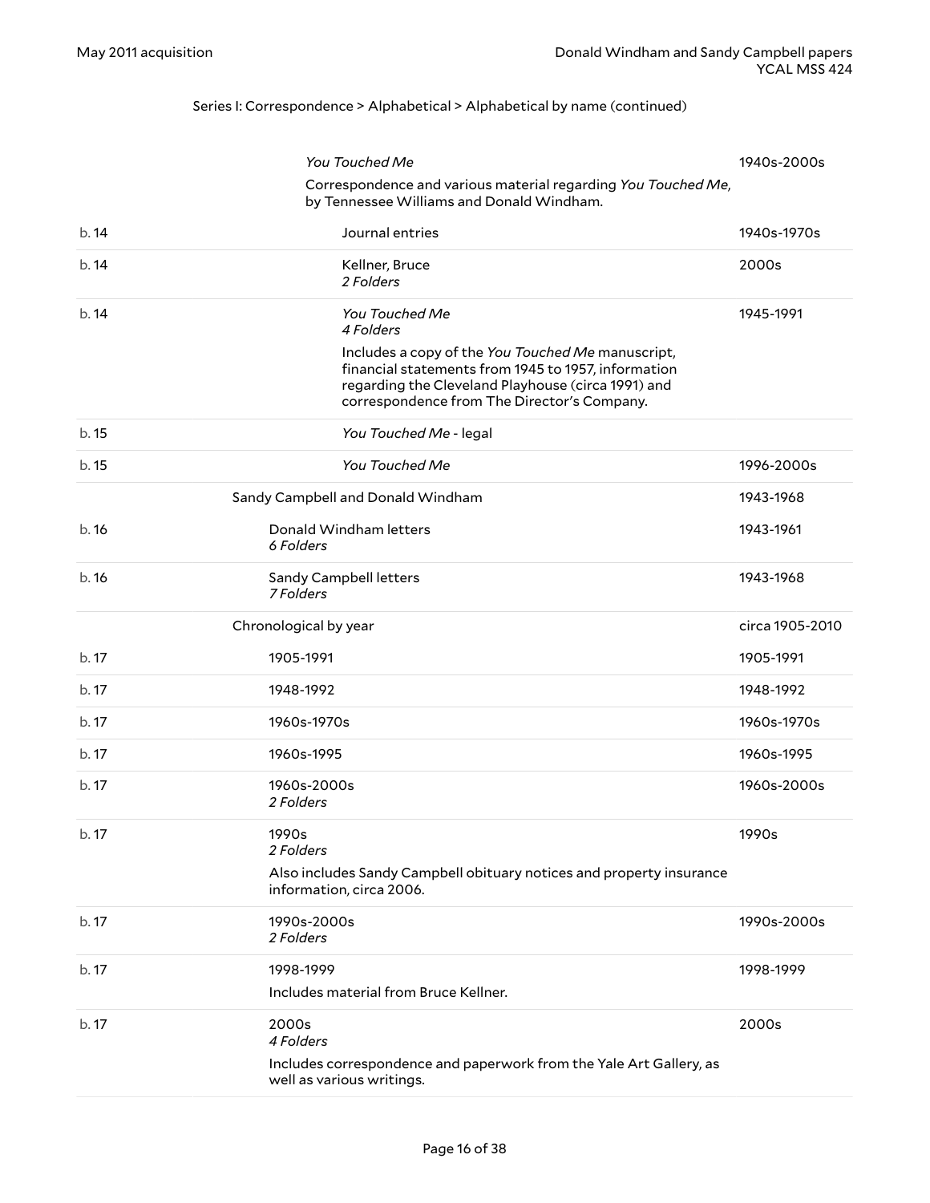Series I: Correspondence > Alphabetical > Alphabetical by name (continued)

| Box | Title | Date |
|---|---|---|
| | *You Touched Me*<br>Correspondence and various material regarding *You Touched Me*, by Tennessee Williams and Donald Windham. | 1940s-2000s |
| b. 14 | Journal entries | 1940s-1970s |
| b. 14 | Kellner, Bruce<br>*2 Folders* | 2000s |
| b. 14 | *You Touched Me*<br>*4 Folders*<br>Includes a copy of the *You Touched Me* manuscript, financial statements from 1945 to 1957, information regarding the Cleveland Playhouse (circa 1991) and correspondence from The Director's Company. | 1945-1991 |
| b. 15 | *You Touched Me* - legal | |
| b. 15 | *You Touched Me* | 1996-2000s |
| | Sandy Campbell and Donald Windham | 1943-1968 |
| b. 16 | Donald Windham letters<br>*6 Folders* | 1943-1961 |
| b. 16 | Sandy Campbell letters<br>*7 Folders* | 1943-1968 |
| | Chronological by year | circa 1905-2010 |
| b. 17 | 1905-1991 | 1905-1991 |
| b. 17 | 1948-1992 | 1948-1992 |
| b. 17 | 1960s-1970s | 1960s-1970s |
| b. 17 | 1960s-1995 | 1960s-1995 |
| b. 17 | 1960s-2000s<br>*2 Folders* | 1960s-2000s |
| b. 17 | 1990s<br>*2 Folders*<br>Also includes Sandy Campbell obituary notices and property insurance information, circa 2006. | 1990s |
| b. 17 | 1990s-2000s<br>*2 Folders* | 1990s-2000s |
| b. 17 | 1998-1999<br>Includes material from Bruce Kellner. | 1998-1999 |
| b. 17 | 2000s<br>*4 Folders*<br>Includes correspondence and paperwork from the Yale Art Gallery, as well as various writings. | 2000s |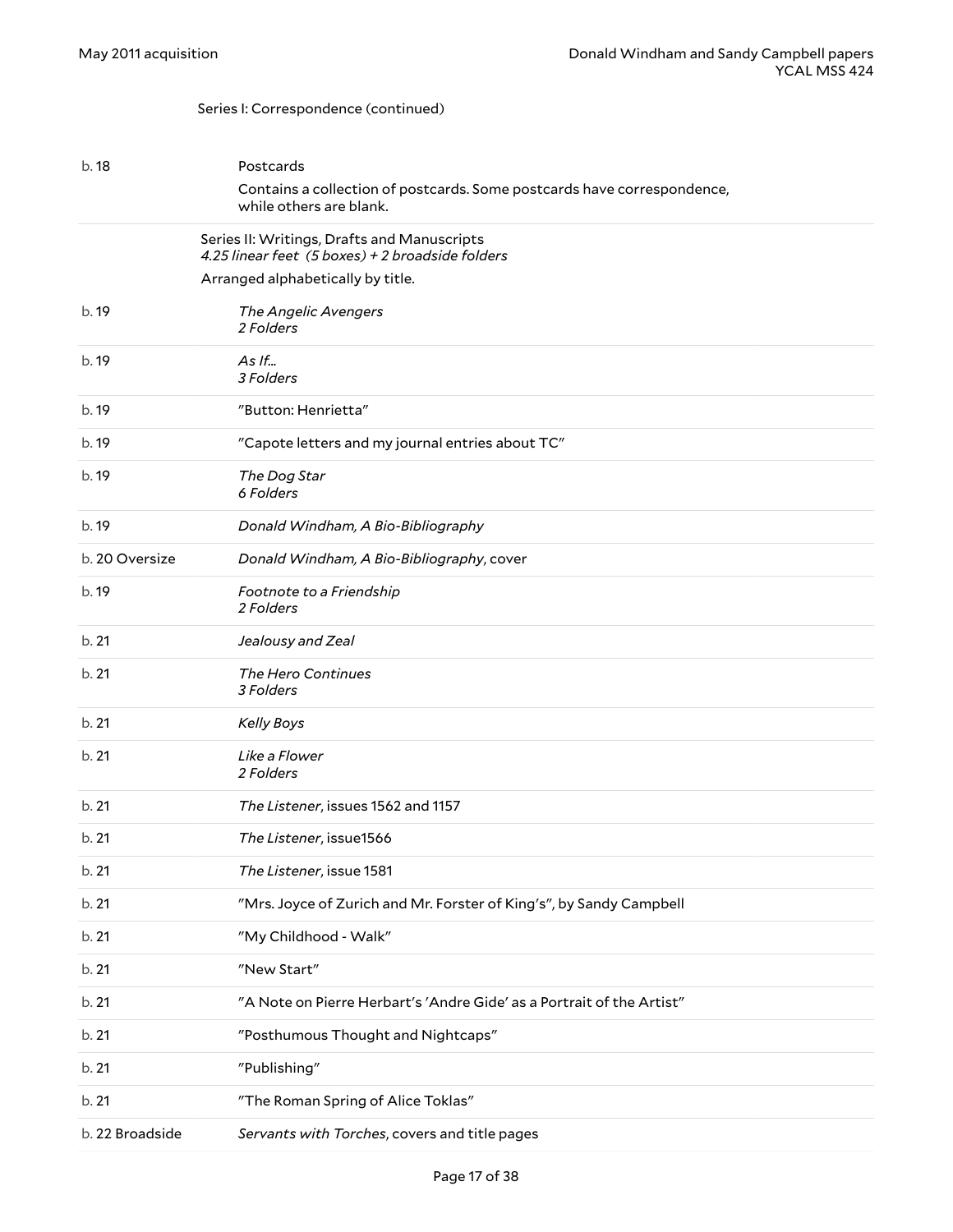Series I: Correspondence (continued)

| | |
|---|---|
| b. 18 | Postcards<br>Contains a collection of postcards. Some postcards have correspondence, while others are blank. |

## Series II: Writings, Drafts and Manuscripts

*4.25 linear feet (5 boxes) + 2 broadside folders*

Arranged alphabetically by title.

| | |
|---|---|
| b. 19 | *The Angelic Avengers*<br>*2 Folders* |
| b. 19 | *As If...*<br>*3 Folders* |
| b. 19 | "Button: Henrietta" |
| b. 19 | "Capote letters and my journal entries about TC" |
| b. 19 | *The Dog Star*<br>*6 Folders* |
| b. 19 | *Donald Windham, A Bio-Bibliography* |
| b. 20 Oversize | *Donald Windham, A Bio-Bibliography*, cover |
| b. 19 | *Footnote to a Friendship*<br>*2 Folders* |
| b. 21 | *Jealousy and Zeal* |
| b. 21 | *The Hero Continues*<br>*3 Folders* |
| b. 21 | *Kelly Boys* |
| b. 21 | *Like a Flower*<br>*2 Folders* |
| b. 21 | *The Listener*, issues 1562 and 1157 |
| b. 21 | *The Listener*, issue1566 |
| b. 21 | *The Listener*, issue 1581 |
| b. 21 | "Mrs. Joyce of Zurich and Mr. Forster of King's", by Sandy Campbell |
| b. 21 | "My Childhood - Walk" |
| b. 21 | "New Start" |
| b. 21 | "A Note on Pierre Herbart's 'Andre Gide' as a Portrait of the Artist" |
| b. 21 | "Posthumous Thought and Nightcaps" |
| b. 21 | "Publishing" |
| b. 21 | "The Roman Spring of Alice Toklas" |
| b. 22 Broadside | *Servants with Torches*, covers and title pages |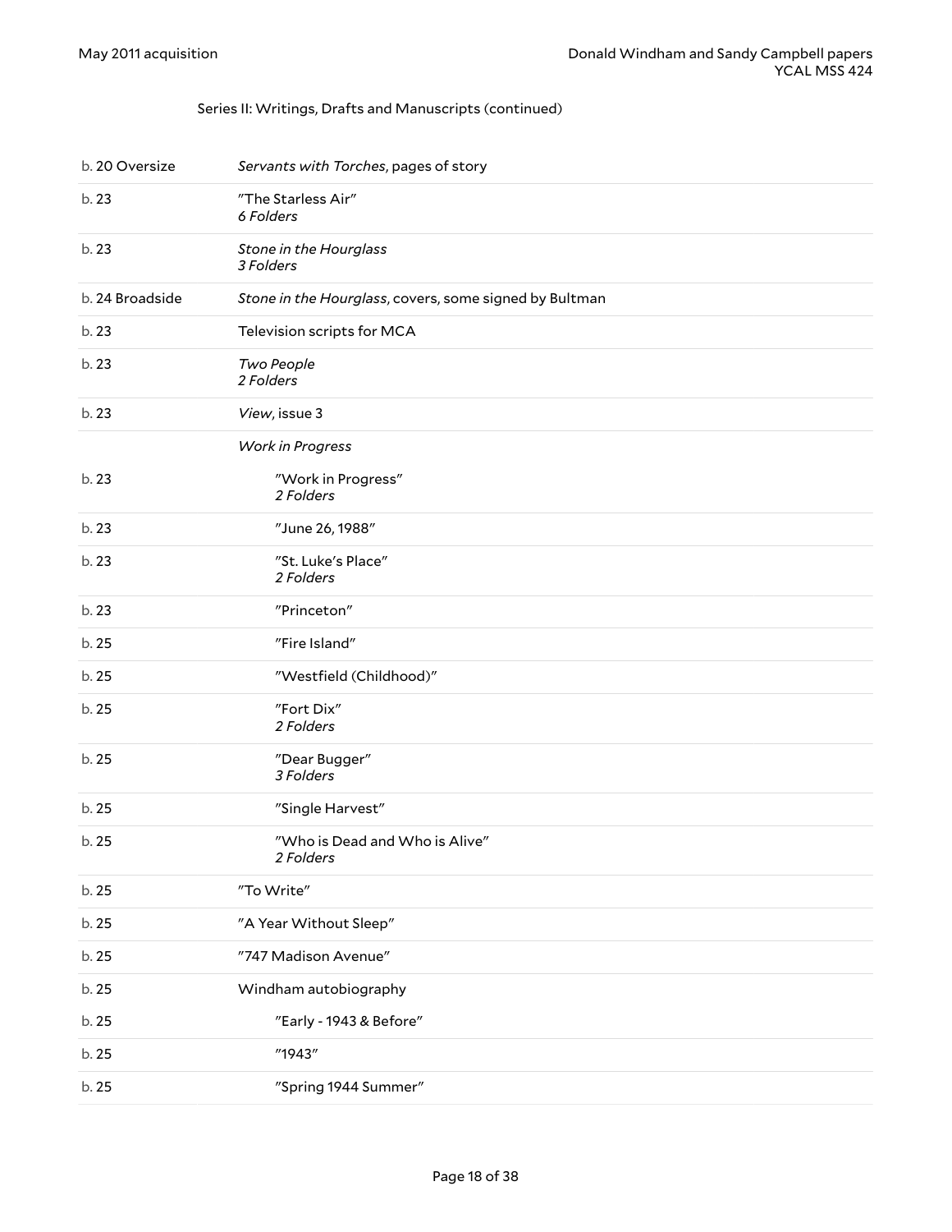Series II: Writings, Drafts and Manuscripts (continued)

| | |
|---|---|
| b. 20 Oversize | *Servants with Torches*, pages of story |
| b. 23 | "The Starless Air"<br>*6 Folders* |
| b. 23 | *Stone in the Hourglass*<br>*3 Folders* |
| b. 24 Broadside | *Stone in the Hourglass*, covers, some signed by Bultman |
| b. 23 | Television scripts for MCA |
| b. 23 | *Two People*<br>*2 Folders* |
| b. 23 | *View*, issue 3 |
| | *Work in Progress* |
| b. 23 | "Work in Progress"<br>*2 Folders* |
| b. 23 | "June 26, 1988" |
| b. 23 | "St. Luke's Place"<br>*2 Folders* |
| b. 23 | "Princeton" |
| b. 25 | "Fire Island" |
| b. 25 | "Westfield (Childhood)" |
| b. 25 | "Fort Dix"<br>*2 Folders* |
| b. 25 | "Dear Bugger"<br>*3 Folders* |
| b. 25 | "Single Harvest" |
| b. 25 | "Who is Dead and Who is Alive"<br>*2 Folders* |
| b. 25 | "To Write" |
| b. 25 | "A Year Without Sleep" |
| b. 25 | "747 Madison Avenue" |
| b. 25 | Windham autobiography |
| b. 25 | "Early - 1943 & Before" |
| b. 25 | "1943" |
| b. 25 | "Spring 1944 Summer" |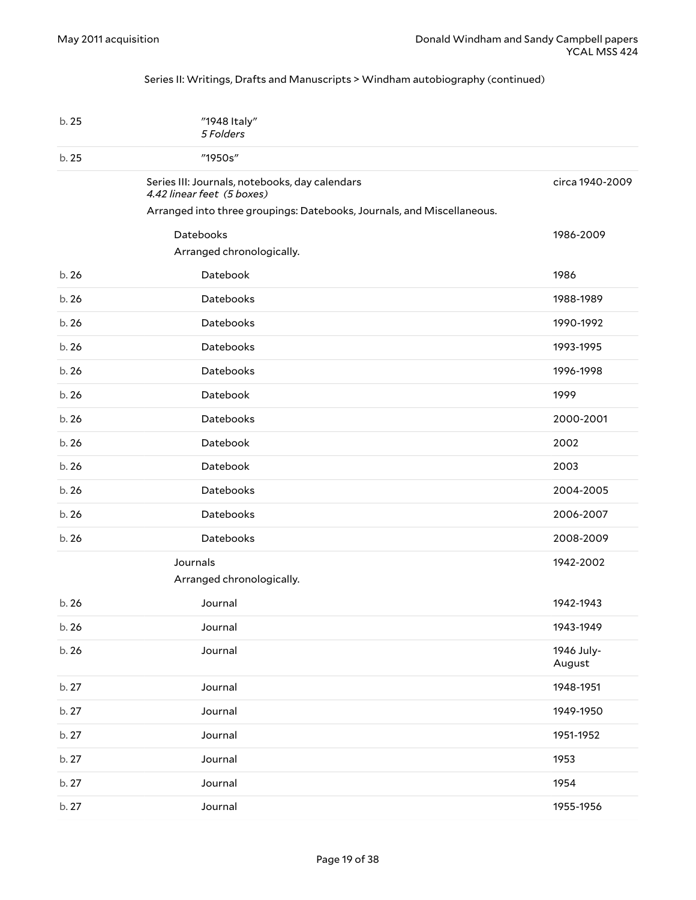Series II: Writings, Drafts and Manuscripts > Windham autobiography (continued)

| | | |
|---|---|---|
| b. 25 | "1948 Italy" *5 Folders* | |
| b. 25 | "1950s" | |

## Series III: Journals, notebooks, day calendars

*4.42 linear feet (5 boxes)*

circa 1940-2009

Arranged into three groupings: Datebooks, Journals, and Miscellaneous.

### Datebooks

1986-2009

Arranged chronologically.

| | | |
|---|---|---|
| b. 26 | Datebook | 1986 |
| b. 26 | Datebooks | 1988-1989 |
| b. 26 | Datebooks | 1990-1992 |
| b. 26 | Datebooks | 1993-1995 |
| b. 26 | Datebooks | 1996-1998 |
| b. 26 | Datebook | 1999 |
| b. 26 | Datebooks | 2000-2001 |
| b. 26 | Datebook | 2002 |
| b. 26 | Datebook | 2003 |
| b. 26 | Datebooks | 2004-2005 |
| b. 26 | Datebooks | 2006-2007 |
| b. 26 | Datebooks | 2008-2009 |

### Journals

1942-2002

Arranged chronologically.

| | | |
|---|---|---|
| b. 26 | Journal | 1942-1943 |
| b. 26 | Journal | 1943-1949 |
| b. 26 | Journal | 1946 July-August |
| b. 27 | Journal | 1948-1951 |
| b. 27 | Journal | 1949-1950 |
| b. 27 | Journal | 1951-1952 |
| b. 27 | Journal | 1953 |
| b. 27 | Journal | 1954 |
| b. 27 | Journal | 1955-1956 |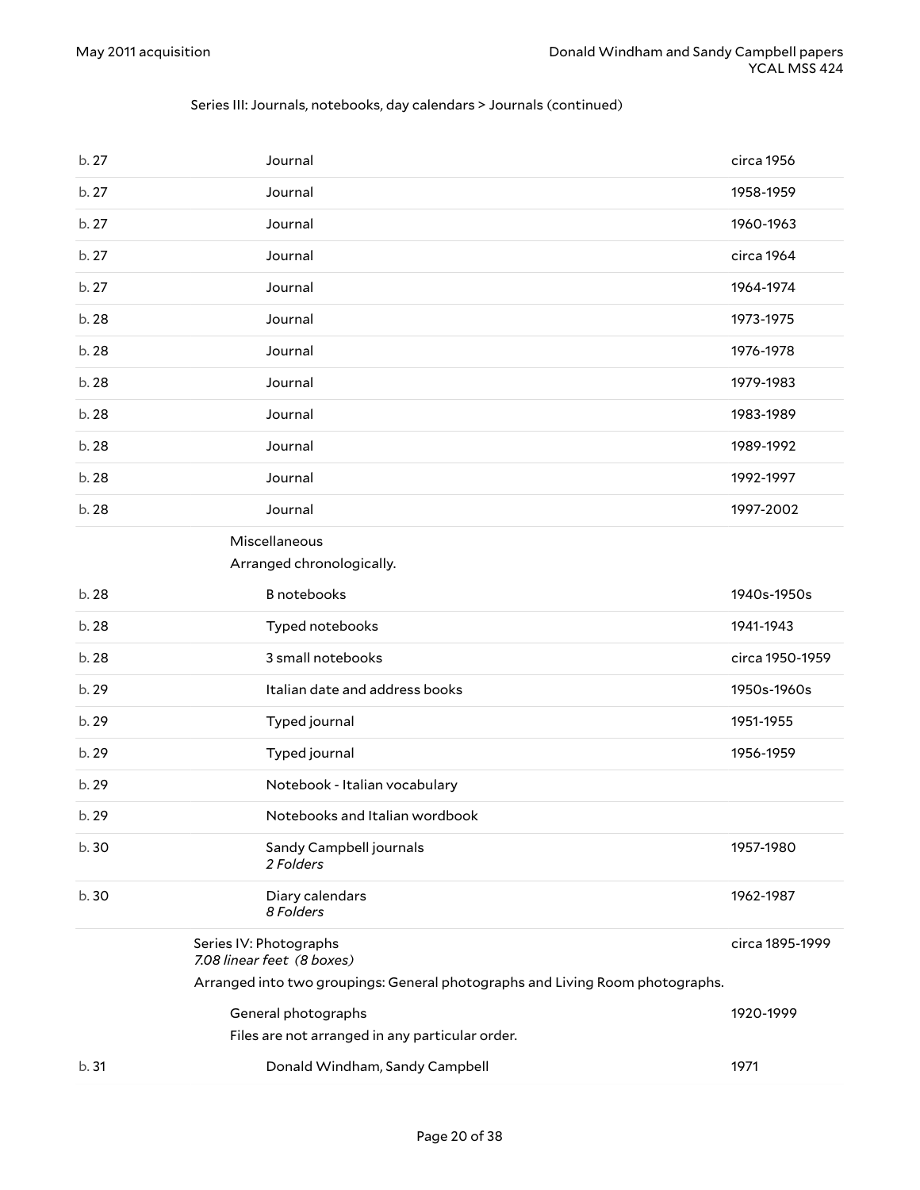Series III: Journals, notebooks, day calendars > Journals (continued)

| | | |
|---|---|---|
| b. 27 | Journal | circa 1956 |
| b. 27 | Journal | 1958-1959 |
| b. 27 | Journal | 1960-1963 |
| b. 27 | Journal | circa 1964 |
| b. 27 | Journal | 1964-1974 |
| b. 28 | Journal | 1973-1975 |
| b. 28 | Journal | 1976-1978 |
| b. 28 | Journal | 1979-1983 |
| b. 28 | Journal | 1983-1989 |
| b. 28 | Journal | 1989-1992 |
| b. 28 | Journal | 1992-1997 |
| b. 28 | Journal | 1997-2002 |

Miscellaneous

Arranged chronologically.

| | | |
|---|---|---|
| b. 28 | B notebooks | 1940s-1950s |
| b. 28 | Typed notebooks | 1941-1943 |
| b. 28 | 3 small notebooks | circa 1950-1959 |
| b. 29 | Italian date and address books | 1950s-1960s |
| b. 29 | Typed journal | 1951-1955 |
| b. 29 | Typed journal | 1956-1959 |
| b. 29 | Notebook - Italian vocabulary | |
| b. 29 | Notebooks and Italian wordbook | |
| b. 30 | Sandy Campbell journals *2 Folders* | 1957-1980 |
| b. 30 | Diary calendars *8 Folders* | 1962-1987 |

Series IV: Photographs — circa 1895-1999

*7.08 linear feet (8 boxes)*

Arranged into two groupings: General photographs and Living Room photographs.

General photographs — 1920-1999

Files are not arranged in any particular order.

| | | |
|---|---|---|
| b. 31 | Donald Windham, Sandy Campbell | 1971 |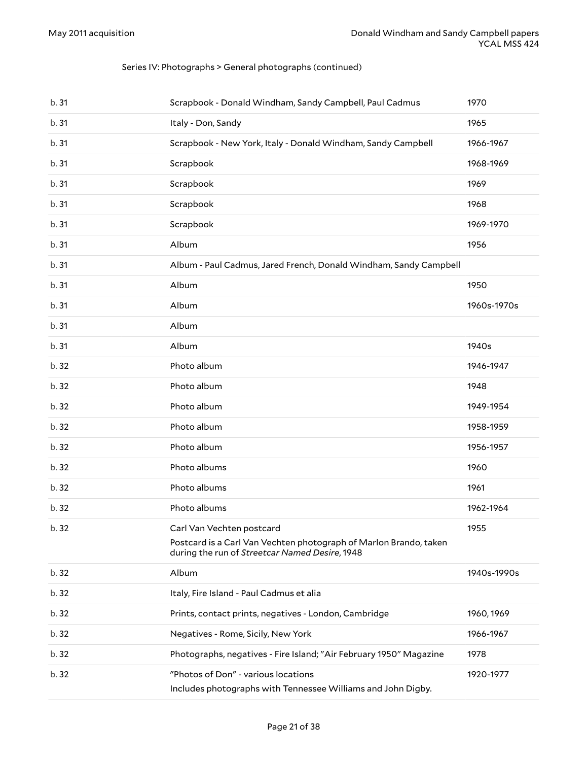Series IV: Photographs > General photographs (continued)

| | | |
|---|---|---|
| b. 31 | Scrapbook - Donald Windham, Sandy Campbell, Paul Cadmus | 1970 |
| b. 31 | Italy - Don, Sandy | 1965 |
| b. 31 | Scrapbook - New York, Italy - Donald Windham, Sandy Campbell | 1966-1967 |
| b. 31 | Scrapbook | 1968-1969 |
| b. 31 | Scrapbook | 1969 |
| b. 31 | Scrapbook | 1968 |
| b. 31 | Scrapbook | 1969-1970 |
| b. 31 | Album | 1956 |
| b. 31 | Album - Paul Cadmus, Jared French, Donald Windham, Sandy Campbell | |
| b. 31 | Album | 1950 |
| b. 31 | Album | 1960s-1970s |
| b. 31 | Album | |
| b. 31 | Album | 1940s |
| b. 32 | Photo album | 1946-1947 |
| b. 32 | Photo album | 1948 |
| b. 32 | Photo album | 1949-1954 |
| b. 32 | Photo album | 1958-1959 |
| b. 32 | Photo album | 1956-1957 |
| b. 32 | Photo albums | 1960 |
| b. 32 | Photo albums | 1961 |
| b. 32 | Photo albums | 1962-1964 |
| b. 32 | Carl Van Vechten postcard<br>Postcard is a Carl Van Vechten photograph of Marlon Brando, taken during the run of *Streetcar Named Desire*, 1948 | 1955 |
| b. 32 | Album | 1940s-1990s |
| b. 32 | Italy, Fire Island - Paul Cadmus et alia | |
| b. 32 | Prints, contact prints, negatives - London, Cambridge | 1960, 1969 |
| b. 32 | Negatives - Rome, Sicily, New York | 1966-1967 |
| b. 32 | Photographs, negatives - Fire Island; "Air February 1950" Magazine | 1978 |
| b. 32 | "Photos of Don" - various locations<br>Includes photographs with Tennessee Williams and John Digby. | 1920-1977 |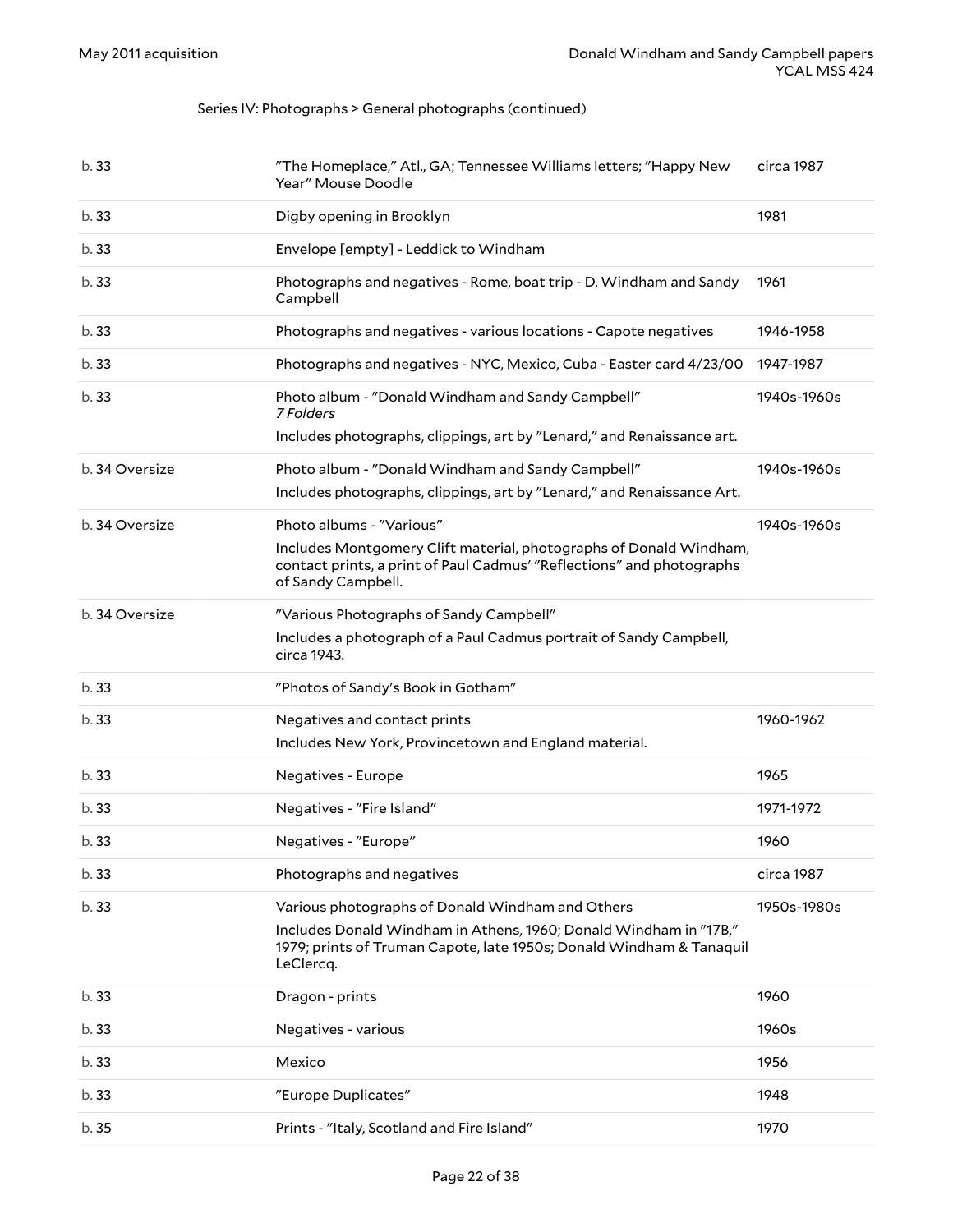Series IV: Photographs > General photographs (continued)

| | | |
|---|---|---|
| b. 33 | "The Homeplace," Atl., GA; Tennessee Williams letters; "Happy New Year" Mouse Doodle | circa 1987 |
| b. 33 | Digby opening in Brooklyn | 1981 |
| b. 33 | Envelope [empty] - Leddick to Windham | |
| b. 33 | Photographs and negatives - Rome, boat trip - D. Windham and Sandy Campbell | 1961 |
| b. 33 | Photographs and negatives - various locations - Capote negatives | 1946-1958 |
| b. 33 | Photographs and negatives - NYC, Mexico, Cuba - Easter card 4/23/00 | 1947-1987 |
| b. 33 | Photo album - "Donald Windham and Sandy Campbell" *7 Folders* Includes photographs, clippings, art by "Lenard," and Renaissance art. | 1940s-1960s |
| b. 34 Oversize | Photo album - "Donald Windham and Sandy Campbell" Includes photographs, clippings, art by "Lenard," and Renaissance Art. | 1940s-1960s |
| b. 34 Oversize | Photo albums - "Various" Includes Montgomery Clift material, photographs of Donald Windham, contact prints, a print of Paul Cadmus' "Reflections" and photographs of Sandy Campbell. | 1940s-1960s |
| b. 34 Oversize | "Various Photographs of Sandy Campbell" Includes a photograph of a Paul Cadmus portrait of Sandy Campbell, circa 1943. | |
| b. 33 | "Photos of Sandy's Book in Gotham" | |
| b. 33 | Negatives and contact prints Includes New York, Provincetown and England material. | 1960-1962 |
| b. 33 | Negatives - Europe | 1965 |
| b. 33 | Negatives - "Fire Island" | 1971-1972 |
| b. 33 | Negatives - "Europe" | 1960 |
| b. 33 | Photographs and negatives | circa 1987 |
| b. 33 | Various photographs of Donald Windham and Others Includes Donald Windham in Athens, 1960; Donald Windham in "17B," 1979; prints of Truman Capote, late 1950s; Donald Windham & Tanaquil LeClercq. | 1950s-1980s |
| b. 33 | Dragon - prints | 1960 |
| b. 33 | Negatives - various | 1960s |
| b. 33 | Mexico | 1956 |
| b. 33 | "Europe Duplicates" | 1948 |
| b. 35 | Prints - "Italy, Scotland and Fire Island" | 1970 |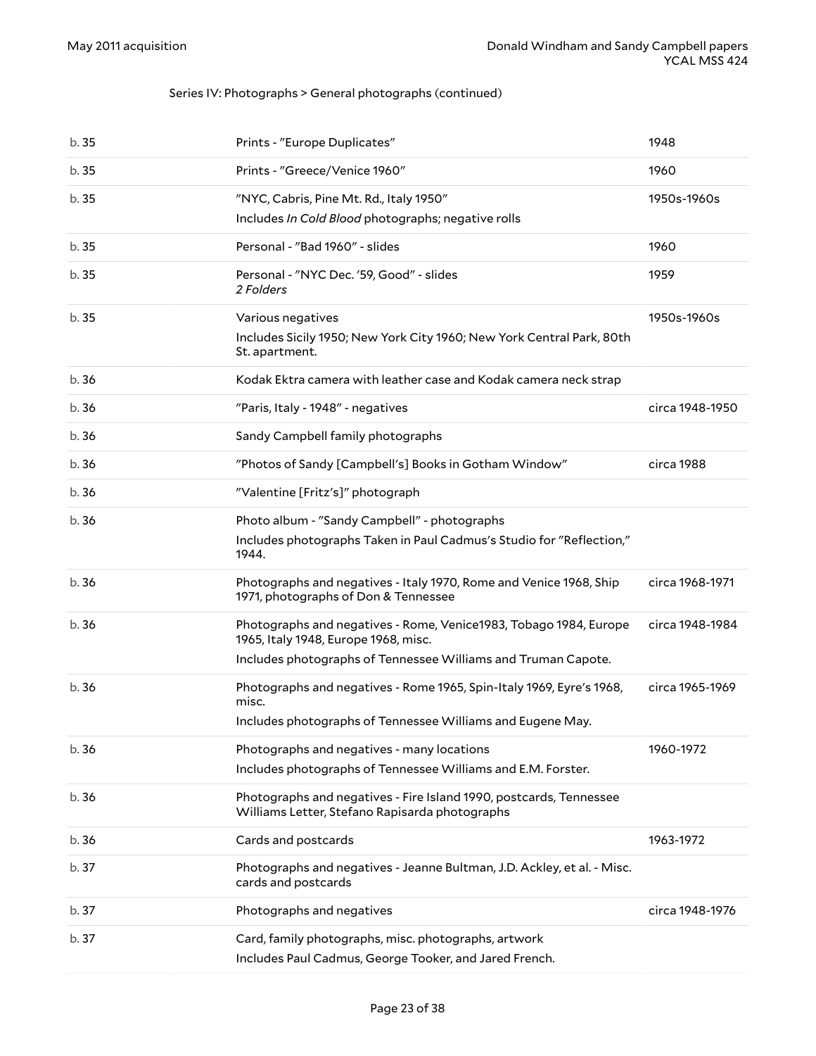Series IV: Photographs > General photographs (continued)

| | | |
|---|---|---|
| b. 35 | Prints - "Europe Duplicates" | 1948 |
| b. 35 | Prints - "Greece/Venice 1960" | 1960 |
| b. 35 | "NYC, Cabris, Pine Mt. Rd., Italy 1950"<br>Includes *In Cold Blood* photographs; negative rolls | 1950s-1960s |
| b. 35 | Personal - "Bad 1960" - slides | 1960 |
| b. 35 | Personal - "NYC Dec. '59, Good" - slides<br>*2 Folders* | 1959 |
| b. 35 | Various negatives<br>Includes Sicily 1950; New York City 1960; New York Central Park, 80th St. apartment. | 1950s-1960s |
| b. 36 | Kodak Ektra camera with leather case and Kodak camera neck strap | |
| b. 36 | "Paris, Italy - 1948" - negatives | circa 1948-1950 |
| b. 36 | Sandy Campbell family photographs | |
| b. 36 | "Photos of Sandy [Campbell's] Books in Gotham Window" | circa 1988 |
| b. 36 | "Valentine [Fritz's]" photograph | |
| b. 36 | Photo album - "Sandy Campbell" - photographs<br>Includes photographs Taken in Paul Cadmus's Studio for "Reflection," 1944. | |
| b. 36 | Photographs and negatives - Italy 1970, Rome and Venice 1968, Ship 1971, photographs of Don & Tennessee | circa 1968-1971 |
| b. 36 | Photographs and negatives - Rome, Venice1983, Tobago 1984, Europe 1965, Italy 1948, Europe 1968, misc.<br>Includes photographs of Tennessee Williams and Truman Capote. | circa 1948-1984 |
| b. 36 | Photographs and negatives - Rome 1965, Spin-Italy 1969, Eyre's 1968, misc.<br>Includes photographs of Tennessee Williams and Eugene May. | circa 1965-1969 |
| b. 36 | Photographs and negatives - many locations<br>Includes photographs of Tennessee Williams and E.M. Forster. | 1960-1972 |
| b. 36 | Photographs and negatives - Fire Island 1990, postcards, Tennessee Williams Letter, Stefano Rapisarda photographs | |
| b. 36 | Cards and postcards | 1963-1972 |
| b. 37 | Photographs and negatives - Jeanne Bultman, J.D. Ackley, et al. - Misc. cards and postcards | |
| b. 37 | Photographs and negatives | circa 1948-1976 |
| b. 37 | Card, family photographs, misc. photographs, artwork<br>Includes Paul Cadmus, George Tooker, and Jared French. | |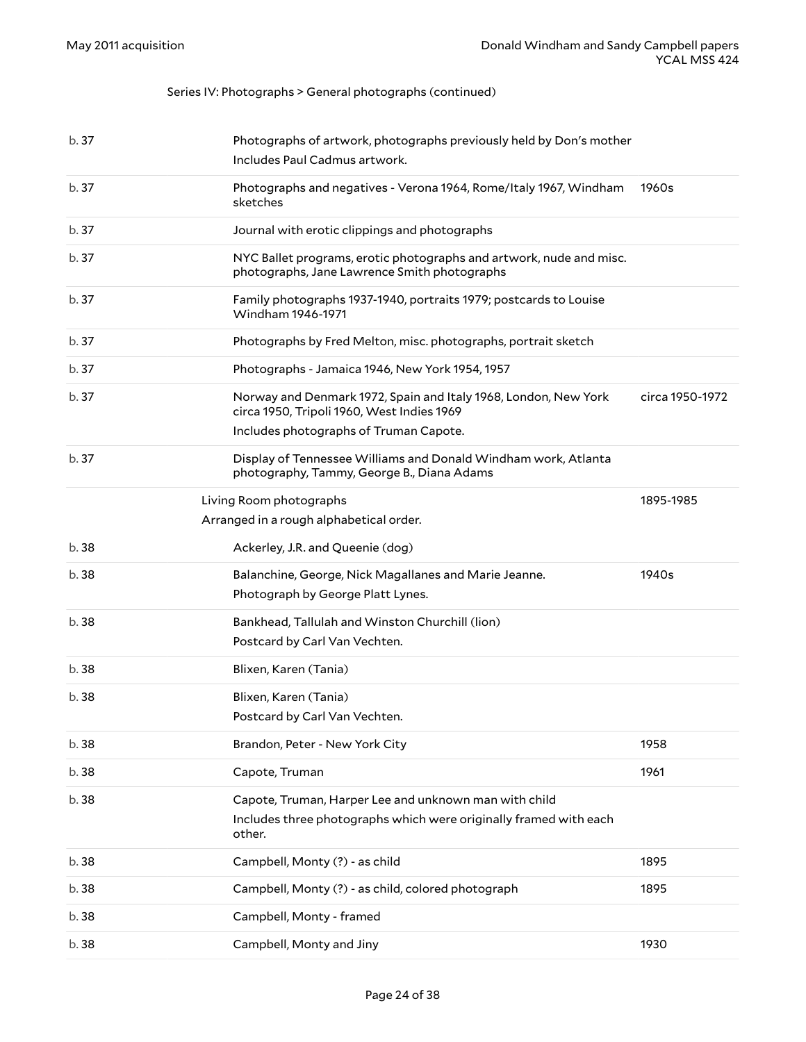Series IV: Photographs > General photographs (continued)

| | | |
|---|---|---|
| b. 37 | Photographs of artwork, photographs previously held by Don's mother<br>Includes Paul Cadmus artwork. | |
| b. 37 | Photographs and negatives - Verona 1964, Rome/Italy 1967, Windham sketches | 1960s |
| b. 37 | Journal with erotic clippings and photographs | |
| b. 37 | NYC Ballet programs, erotic photographs and artwork, nude and misc. photographs, Jane Lawrence Smith photographs | |
| b. 37 | Family photographs 1937-1940, portraits 1979; postcards to Louise Windham 1946-1971 | |
| b. 37 | Photographs by Fred Melton, misc. photographs, portrait sketch | |
| b. 37 | Photographs - Jamaica 1946, New York 1954, 1957 | |
| b. 37 | Norway and Denmark 1972, Spain and Italy 1968, London, New York circa 1950, Tripoli 1960, West Indies 1969<br>Includes photographs of Truman Capote. | circa 1950-1972 |
| b. 37 | Display of Tennessee Williams and Donald Windham work, Atlanta photography, Tammy, George B., Diana Adams | |
| | **Living Room photographs**<br>Arranged in a rough alphabetical order. | 1895-1985 |
| b. 38 | Ackerley, J.R. and Queenie (dog) | |
| b. 38 | Balanchine, George, Nick Magallanes and Marie Jeanne.<br>Photograph by George Platt Lynes. | 1940s |
| b. 38 | Bankhead, Tallulah and Winston Churchill (lion)<br>Postcard by Carl Van Vechten. | |
| b. 38 | Blixen, Karen (Tania) | |
| b. 38 | Blixen, Karen (Tania)<br>Postcard by Carl Van Vechten. | |
| b. 38 | Brandon, Peter - New York City | 1958 |
| b. 38 | Capote, Truman | 1961 |
| b. 38 | Capote, Truman, Harper Lee and unknown man with child<br>Includes three photographs which were originally framed with each other. | |
| b. 38 | Campbell, Monty (?) - as child | 1895 |
| b. 38 | Campbell, Monty (?) - as child, colored photograph | 1895 |
| b. 38 | Campbell, Monty - framed | |
| b. 38 | Campbell, Monty and Jiny | 1930 |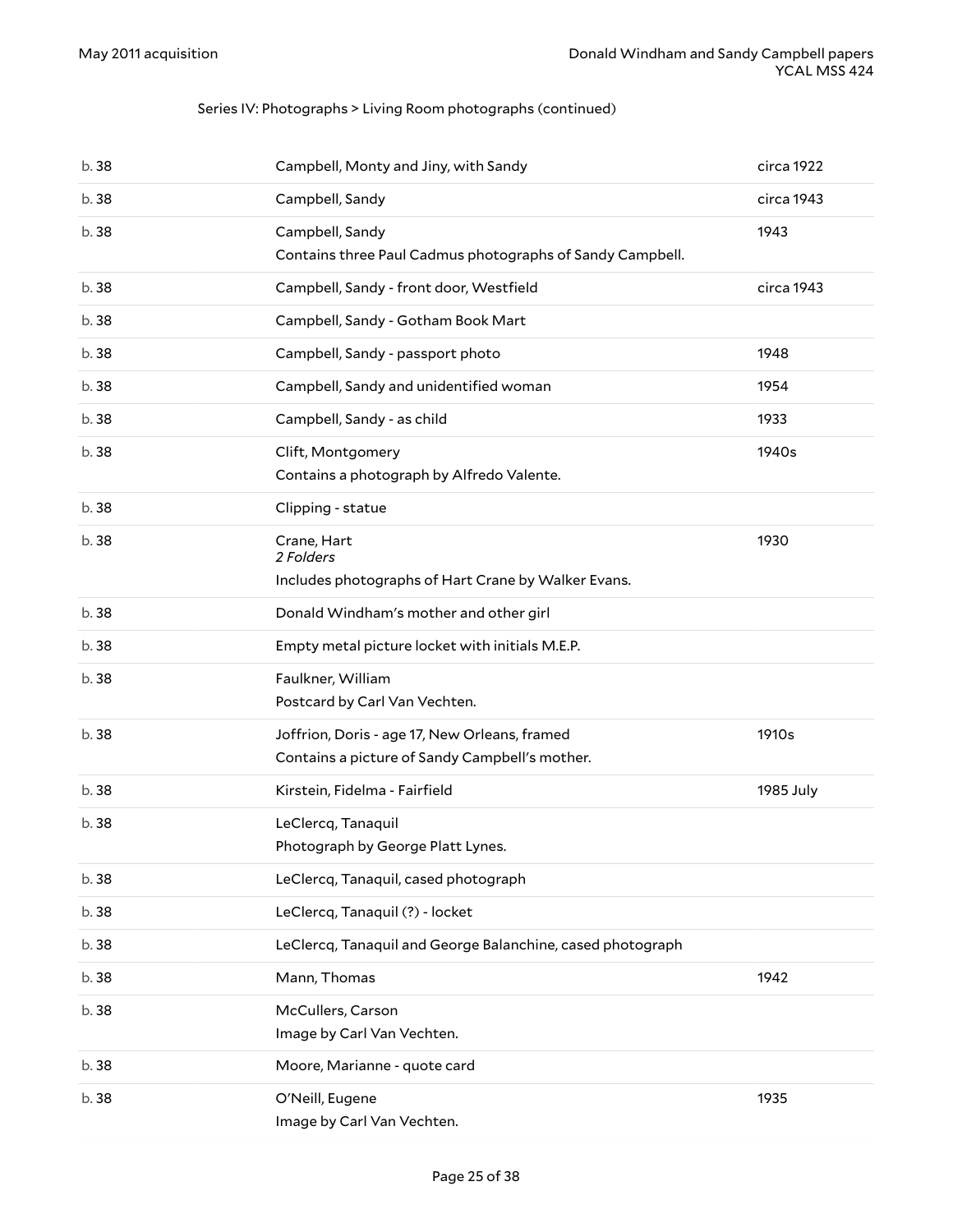Series IV: Photographs > Living Room photographs (continued)

| | | |
|---|---|---|
| b. 38 | Campbell, Monty and Jiny, with Sandy | circa 1922 |
| b. 38 | Campbell, Sandy | circa 1943 |
| b. 38 | Campbell, Sandy<br>Contains three Paul Cadmus photographs of Sandy Campbell. | 1943 |
| b. 38 | Campbell, Sandy - front door, Westfield | circa 1943 |
| b. 38 | Campbell, Sandy - Gotham Book Mart | |
| b. 38 | Campbell, Sandy - passport photo | 1948 |
| b. 38 | Campbell, Sandy and unidentified woman | 1954 |
| b. 38 | Campbell, Sandy - as child | 1933 |
| b. 38 | Clift, Montgomery<br>Contains a photograph by Alfredo Valente. | 1940s |
| b. 38 | Clipping - statue | |
| b. 38 | Crane, Hart<br>*2 Folders*<br>Includes photographs of Hart Crane by Walker Evans. | 1930 |
| b. 38 | Donald Windham's mother and other girl | |
| b. 38 | Empty metal picture locket with initials M.E.P. | |
| b. 38 | Faulkner, William<br>Postcard by Carl Van Vechten. | |
| b. 38 | Joffrion, Doris - age 17, New Orleans, framed<br>Contains a picture of Sandy Campbell's mother. | 1910s |
| b. 38 | Kirstein, Fidelma - Fairfield | 1985 July |
| b. 38 | LeClercq, Tanaquil<br>Photograph by George Platt Lynes. | |
| b. 38 | LeClercq, Tanaquil, cased photograph | |
| b. 38 | LeClercq, Tanaquil (?) - locket | |
| b. 38 | LeClercq, Tanaquil and George Balanchine, cased photograph | |
| b. 38 | Mann, Thomas | 1942 |
| b. 38 | McCullers, Carson<br>Image by Carl Van Vechten. | |
| b. 38 | Moore, Marianne - quote card | |
| b. 38 | O'Neill, Eugene<br>Image by Carl Van Vechten. | 1935 |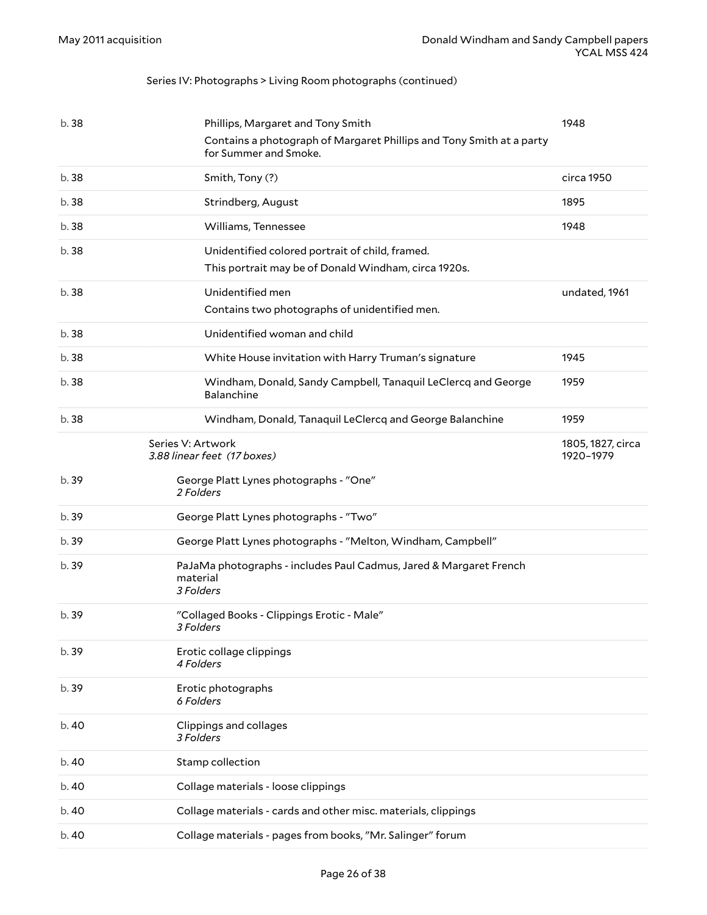Series IV: Photographs > Living Room photographs (continued)

| Box | Title | Date |
|---|---|---|
| b. 38 | Phillips, Margaret and Tony Smith<br>Contains a photograph of Margaret Phillips and Tony Smith at a party for Summer and Smoke. | 1948 |
| b. 38 | Smith, Tony (?) | circa 1950 |
| b. 38 | Strindberg, August | 1895 |
| b. 38 | Williams, Tennessee | 1948 |
| b. 38 | Unidentified colored portrait of child, framed.<br>This portrait may be of Donald Windham, circa 1920s. | |
| b. 38 | Unidentified men<br>Contains two photographs of unidentified men. | undated, 1961 |
| b. 38 | Unidentified woman and child | |
| b. 38 | White House invitation with Harry Truman's signature | 1945 |
| b. 38 | Windham, Donald, Sandy Campbell, Tanaquil LeClercq and George Balanchine | 1959 |
| b. 38 | Windham, Donald, Tanaquil LeClercq and George Balanchine | 1959 |

## Series V: Artwork

*3.88 linear feet (17 boxes)*

1805, 1827, circa 1920–1979

| Box | Title |
|---|---|
| b. 39 | George Platt Lynes photographs - "One"<br>*2 Folders* |
| b. 39 | George Platt Lynes photographs - "Two" |
| b. 39 | George Platt Lynes photographs - "Melton, Windham, Campbell" |
| b. 39 | PaJaMa photographs - includes Paul Cadmus, Jared & Margaret French material<br>*3 Folders* |
| b. 39 | "Collaged Books - Clippings Erotic - Male"<br>*3 Folders* |
| b. 39 | Erotic collage clippings<br>*4 Folders* |
| b. 39 | Erotic photographs<br>*6 Folders* |
| b. 40 | Clippings and collages<br>*3 Folders* |
| b. 40 | Stamp collection |
| b. 40 | Collage materials - loose clippings |
| b. 40 | Collage materials - cards and other misc. materials, clippings |
| b. 40 | Collage materials - pages from books, "Mr. Salinger" forum |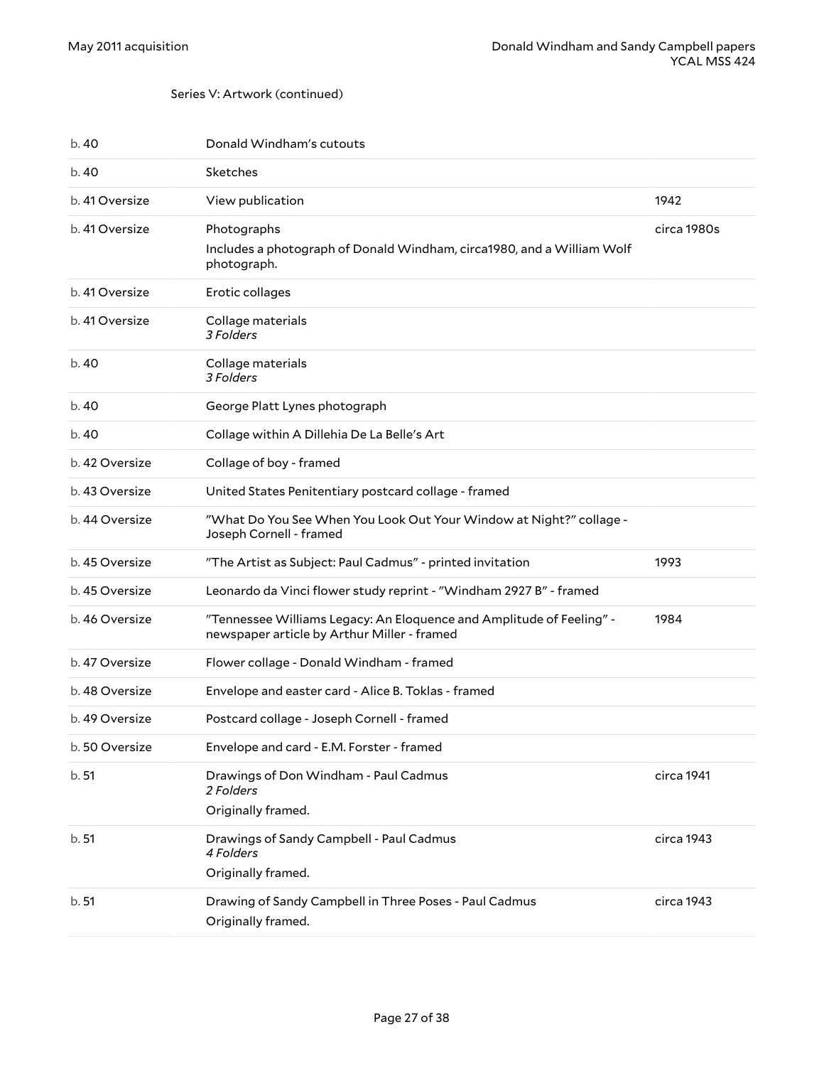Series V: Artwork (continued)

| | | |
|---|---|---|
| b. 40 | Donald Windham's cutouts | |
| b. 40 | Sketches | |
| b. 41 Oversize | View publication | 1942 |
| b. 41 Oversize | Photographs<br>Includes a photograph of Donald Windham, circa1980, and a William Wolf photograph. | circa 1980s |
| b. 41 Oversize | Erotic collages | |
| b. 41 Oversize | Collage materials<br>*3 Folders* | |
| b. 40 | Collage materials<br>*3 Folders* | |
| b. 40 | George Platt Lynes photograph | |
| b. 40 | Collage within A Dillehia De La Belle's Art | |
| b. 42 Oversize | Collage of boy - framed | |
| b. 43 Oversize | United States Penitentiary postcard collage - framed | |
| b. 44 Oversize | "What Do You See When You Look Out Your Window at Night?" collage - Joseph Cornell - framed | |
| b. 45 Oversize | "The Artist as Subject: Paul Cadmus" - printed invitation | 1993 |
| b. 45 Oversize | Leonardo da Vinci flower study reprint - "Windham 2927 B" - framed | |
| b. 46 Oversize | "Tennessee Williams Legacy: An Eloquence and Amplitude of Feeling" - newspaper article by Arthur Miller - framed | 1984 |
| b. 47 Oversize | Flower collage - Donald Windham - framed | |
| b. 48 Oversize | Envelope and easter card - Alice B. Toklas - framed | |
| b. 49 Oversize | Postcard collage - Joseph Cornell - framed | |
| b. 50 Oversize | Envelope and card - E.M. Forster - framed | |
| b. 51 | Drawings of Don Windham - Paul Cadmus<br>*2 Folders*<br>Originally framed. | circa 1941 |
| b. 51 | Drawings of Sandy Campbell - Paul Cadmus<br>*4 Folders*<br>Originally framed. | circa 1943 |
| b. 51 | Drawing of Sandy Campbell in Three Poses - Paul Cadmus<br>Originally framed. | circa 1943 |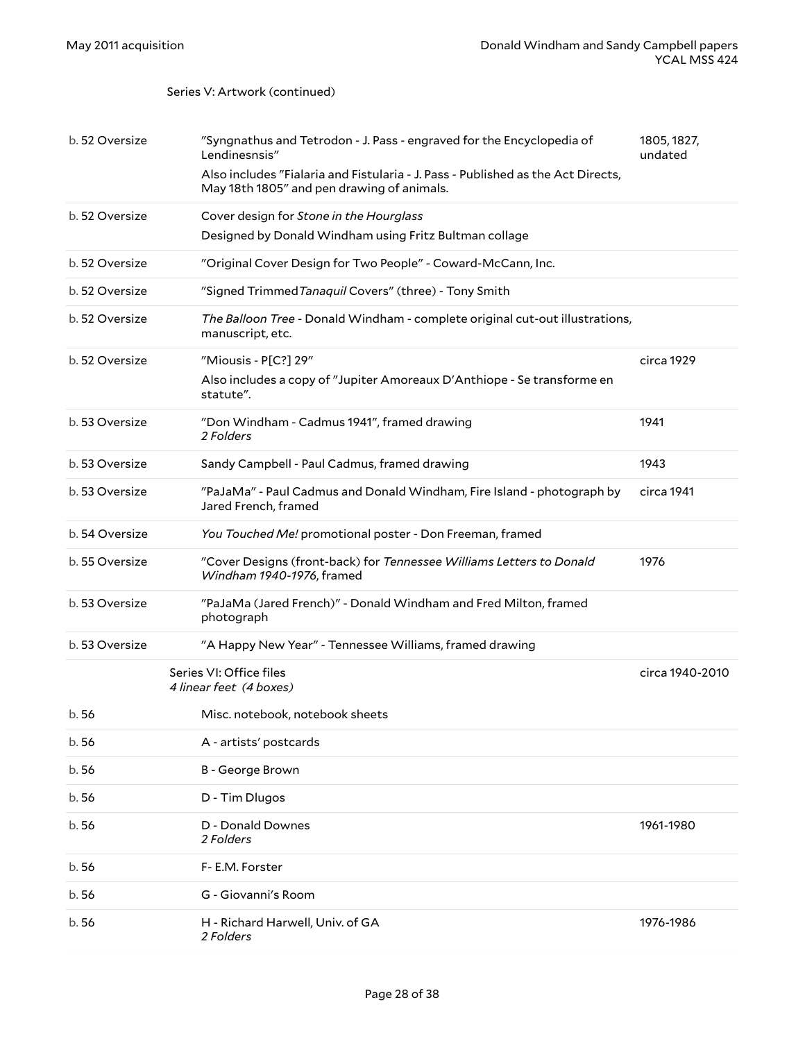Series V: Artwork (continued)

| | | |
|---|---|---|
| b. 52 Oversize | "Syngnathus and Tetrodon - J. Pass - engraved for the Encyclopedia of Lendinesnsis"<br>Also includes "Fialaria and Fistularia - J. Pass - Published as the Act Directs, May 18th 1805" and pen drawing of animals. | 1805, 1827, undated |
| b. 52 Oversize | Cover design for *Stone in the Hourglass*<br>Designed by Donald Windham using Fritz Bultman collage | |
| b. 52 Oversize | "Original Cover Design for Two People" - Coward-McCann, Inc. | |
| b. 52 Oversize | "Signed Trimmed *Tanaquil* Covers" (three) - Tony Smith | |
| b. 52 Oversize | *The Balloon Tree* - Donald Windham - complete original cut-out illustrations, manuscript, etc. | |
| b. 52 Oversize | "Miousis - P[C?] 29"<br>Also includes a copy of "Jupiter Amoreaux D'Anthiope - Se transforme en statute". | circa 1929 |
| b. 53 Oversize | "Don Windham - Cadmus 1941", framed drawing<br>*2 Folders* | 1941 |
| b. 53 Oversize | Sandy Campbell - Paul Cadmus, framed drawing | 1943 |
| b. 53 Oversize | "PaJaMa" - Paul Cadmus and Donald Windham, Fire Island - photograph by Jared French, framed | circa 1941 |
| b. 54 Oversize | *You Touched Me!* promotional poster - Don Freeman, framed | |
| b. 55 Oversize | "Cover Designs (front-back) for *Tennessee Williams Letters to Donald Windham 1940-1976*, framed | 1976 |
| b. 53 Oversize | "PaJaMa (Jared French)" - Donald Windham and Fred Milton, framed photograph | |
| b. 53 Oversize | "A Happy New Year" - Tennessee Williams, framed drawing | |

Series VI: Office files
*4 linear feet (4 boxes)*
circa 1940-2010

| | | |
|---|---|---|
| b. 56 | Misc. notebook, notebook sheets | |
| b. 56 | A - artists' postcards | |
| b. 56 | B - George Brown | |
| b. 56 | D - Tim Dlugos | |
| b. 56 | D - Donald Downes<br>*2 Folders* | 1961-1980 |
| b. 56 | F- E.M. Forster | |
| b. 56 | G - Giovanni's Room | |
| b. 56 | H - Richard Harwell, Univ. of GA<br>*2 Folders* | 1976-1986 |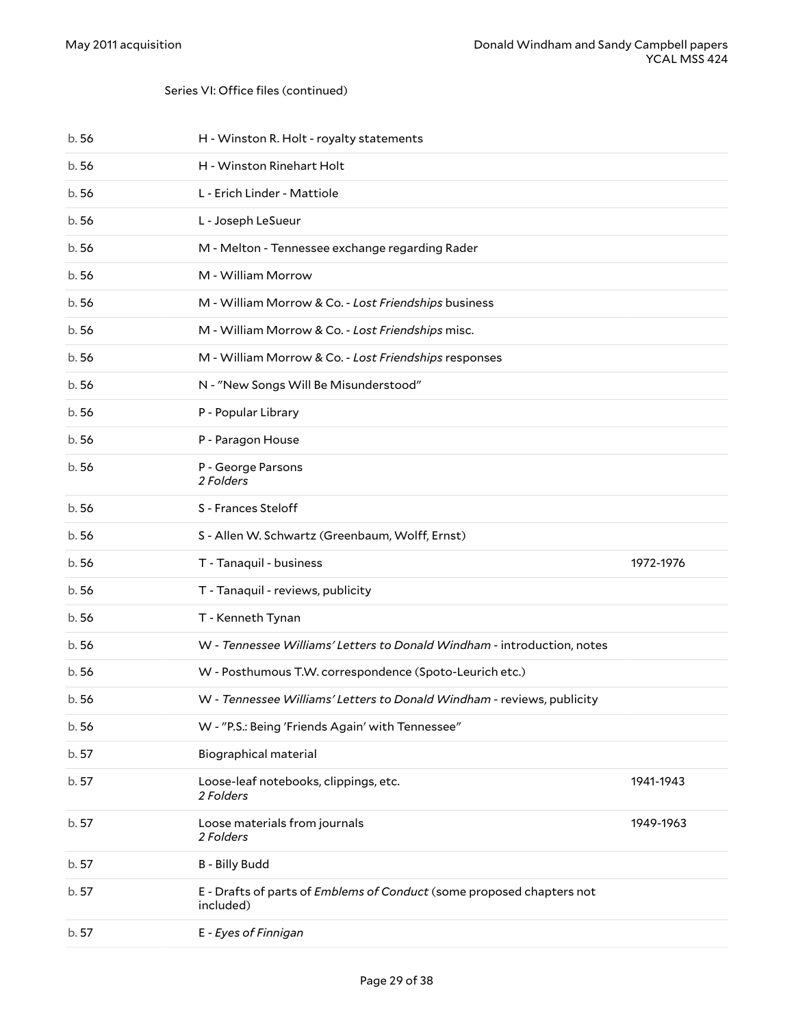Series VI: Office files (continued)

| | | |
|---|---|---|
| b. 56 | H - Winston R. Holt - royalty statements | |
| b. 56 | H - Winston Rinehart Holt | |
| b. 56 | L - Erich Linder - Mattiole | |
| b. 56 | L - Joseph LeSueur | |
| b. 56 | M - Melton - Tennessee exchange regarding Rader | |
| b. 56 | M - William Morrow | |
| b. 56 | M - William Morrow & Co. - *Lost Friendships* business | |
| b. 56 | M - William Morrow & Co. - *Lost Friendships* misc. | |
| b. 56 | M - William Morrow & Co. - *Lost Friendships* responses | |
| b. 56 | N - "New Songs Will Be Misunderstood" | |
| b. 56 | P - Popular Library | |
| b. 56 | P - Paragon House | |
| b. 56 | P - George Parsons<br>*2 Folders* | |
| b. 56 | S - Frances Steloff | |
| b. 56 | S - Allen W. Schwartz (Greenbaum, Wolff, Ernst) | |
| b. 56 | T - Tanaquil - business | 1972-1976 |
| b. 56 | T - Tanaquil - reviews, publicity | |
| b. 56 | T - Kenneth Tynan | |
| b. 56 | W - *Tennessee Williams' Letters to Donald Windham* - introduction, notes | |
| b. 56 | W - Posthumous T.W. correspondence (Spoto-Leurich etc.) | |
| b. 56 | W - *Tennessee Williams' Letters to Donald Windham* - reviews, publicity | |
| b. 56 | W - "P.S.: Being 'Friends Again' with Tennessee" | |
| b. 57 | Biographical material | |
| b. 57 | Loose-leaf notebooks, clippings, etc.<br>*2 Folders* | 1941-1943 |
| b. 57 | Loose materials from journals<br>*2 Folders* | 1949-1963 |
| b. 57 | B - Billy Budd | |
| b. 57 | E - Drafts of parts of *Emblems of Conduct* (some proposed chapters not included) | |
| b. 57 | E - *Eyes of Finnigan* | |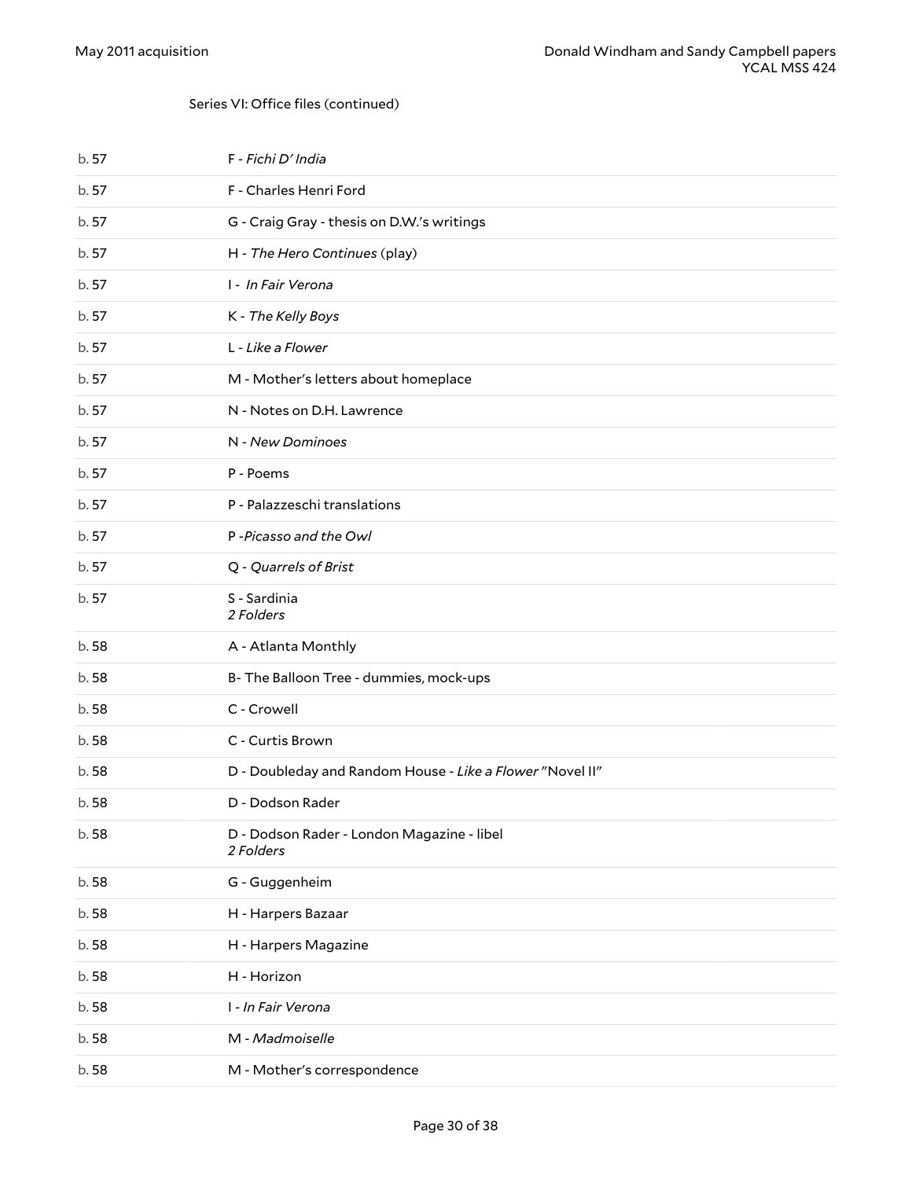Series VI: Office files (continued)

| | |
|---|---|
| b. 57 | F - *Fichi D' India* |
| b. 57 | F - Charles Henri Ford |
| b. 57 | G - Craig Gray - thesis on D.W.'s writings |
| b. 57 | H - *The Hero Continues* (play) |
| b. 57 | I - *In Fair Verona* |
| b. 57 | K - *The Kelly Boys* |
| b. 57 | L - *Like a Flower* |
| b. 57 | M - Mother's letters about homeplace |
| b. 57 | N - Notes on D.H. Lawrence |
| b. 57 | N - *New Dominoes* |
| b. 57 | P - Poems |
| b. 57 | P - Palazzeschi translations |
| b. 57 | P -*Picasso and the Owl* |
| b. 57 | Q - *Quarrels of Brist* |
| b. 57 | S - Sardinia<br>*2 Folders* |
| b. 58 | A - Atlanta Monthly |
| b. 58 | B- The Balloon Tree - dummies, mock-ups |
| b. 58 | C - Crowell |
| b. 58 | C - Curtis Brown |
| b. 58 | D - Doubleday and Random House - *Like a Flower* "Novel II" |
| b. 58 | D - Dodson Rader |
| b. 58 | D - Dodson Rader - London Magazine - libel<br>*2 Folders* |
| b. 58 | G - Guggenheim |
| b. 58 | H - Harpers Bazaar |
| b. 58 | H - Harpers Magazine |
| b. 58 | H - Horizon |
| b. 58 | I - *In Fair Verona* |
| b. 58 | M - *Madmoiselle* |
| b. 58 | M - Mother's correspondence |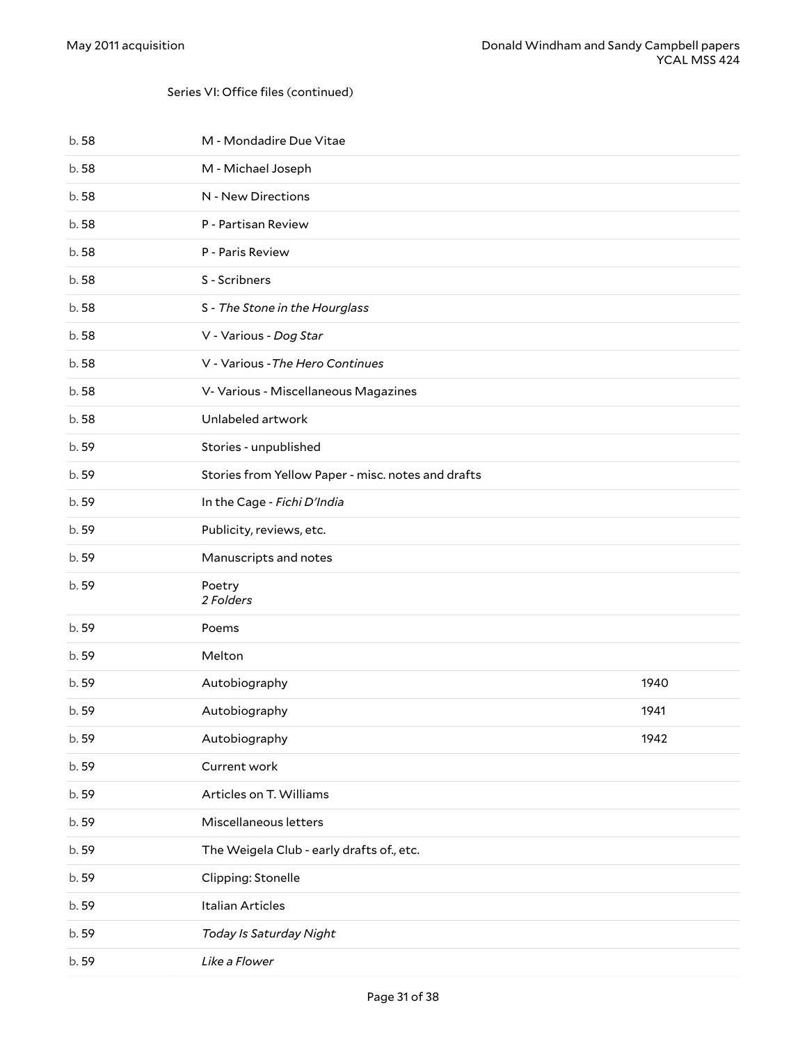Series VI: Office files (continued)

| | | |
|---|---|---|
| b. 58 | M - Mondadire Due Vitae | |
| b. 58 | M - Michael Joseph | |
| b. 58 | N - New Directions | |
| b. 58 | P - Partisan Review | |
| b. 58 | P - Paris Review | |
| b. 58 | S - Scribners | |
| b. 58 | S - *The Stone in the Hourglass* | |
| b. 58 | V - Various - *Dog Star* | |
| b. 58 | V - Various -*The Hero Continues* | |
| b. 58 | V- Various - Miscellaneous Magazines | |
| b. 58 | Unlabeled artwork | |
| b. 59 | Stories - unpublished | |
| b. 59 | Stories from Yellow Paper - misc. notes and drafts | |
| b. 59 | In the Cage - *Fichi D'India* | |
| b. 59 | Publicity, reviews, etc. | |
| b. 59 | Manuscripts and notes | |
| b. 59 | Poetry *2 Folders* | |
| b. 59 | Poems | |
| b. 59 | Melton | |
| b. 59 | Autobiography | 1940 |
| b. 59 | Autobiography | 1941 |
| b. 59 | Autobiography | 1942 |
| b. 59 | Current work | |
| b. 59 | Articles on T. Williams | |
| b. 59 | Miscellaneous letters | |
| b. 59 | The Weigela Club - early drafts of., etc. | |
| b. 59 | Clipping: Stonelle | |
| b. 59 | Italian Articles | |
| b. 59 | *Today Is Saturday Night* | |
| b. 59 | *Like a Flower* | |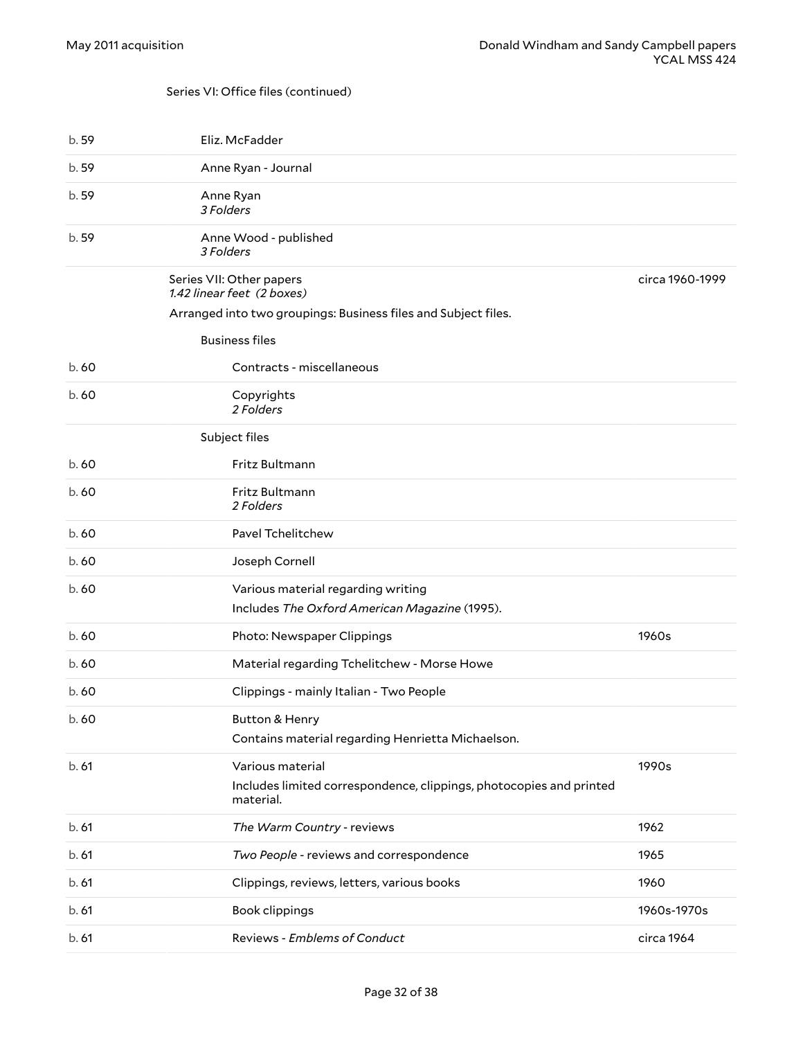Series VI: Office files (continued)

| | | |
|---|---|---|
| b. 59 | Eliz. McFadder | |
| b. 59 | Anne Ryan - Journal | |
| b. 59 | Anne Ryan<br>*3 Folders* | |
| b. 59 | Anne Wood - published<br>*3 Folders* | |

## Series VII: Other papers

*1.42 linear feet (2 boxes)*

circa 1960-1999

Arranged into two groupings: Business files and Subject files.

### Business files

| | | |
|---|---|---|
| b. 60 | Contracts - miscellaneous | |
| b. 60 | Copyrights<br>*2 Folders* | |

### Subject files

| | | |
|---|---|---|
| b. 60 | Fritz Bultmann | |
| b. 60 | Fritz Bultmann<br>*2 Folders* | |
| b. 60 | Pavel Tchelitchew | |
| b. 60 | Joseph Cornell | |
| b. 60 | Various material regarding writing<br>Includes *The Oxford American Magazine* (1995). | |
| b. 60 | Photo: Newspaper Clippings | 1960s |
| b. 60 | Material regarding Tchelitchew - Morse Howe | |
| b. 60 | Clippings - mainly Italian - Two People | |
| b. 60 | Button & Henry<br>Contains material regarding Henrietta Michaelson. | |
| b. 61 | Various material<br>Includes limited correspondence, clippings, photocopies and printed material. | 1990s |
| b. 61 | *The Warm Country* - reviews | 1962 |
| b. 61 | *Two People* - reviews and correspondence | 1965 |
| b. 61 | Clippings, reviews, letters, various books | 1960 |
| b. 61 | Book clippings | 1960s-1970s |
| b. 61 | Reviews - *Emblems of Conduct* | circa 1964 |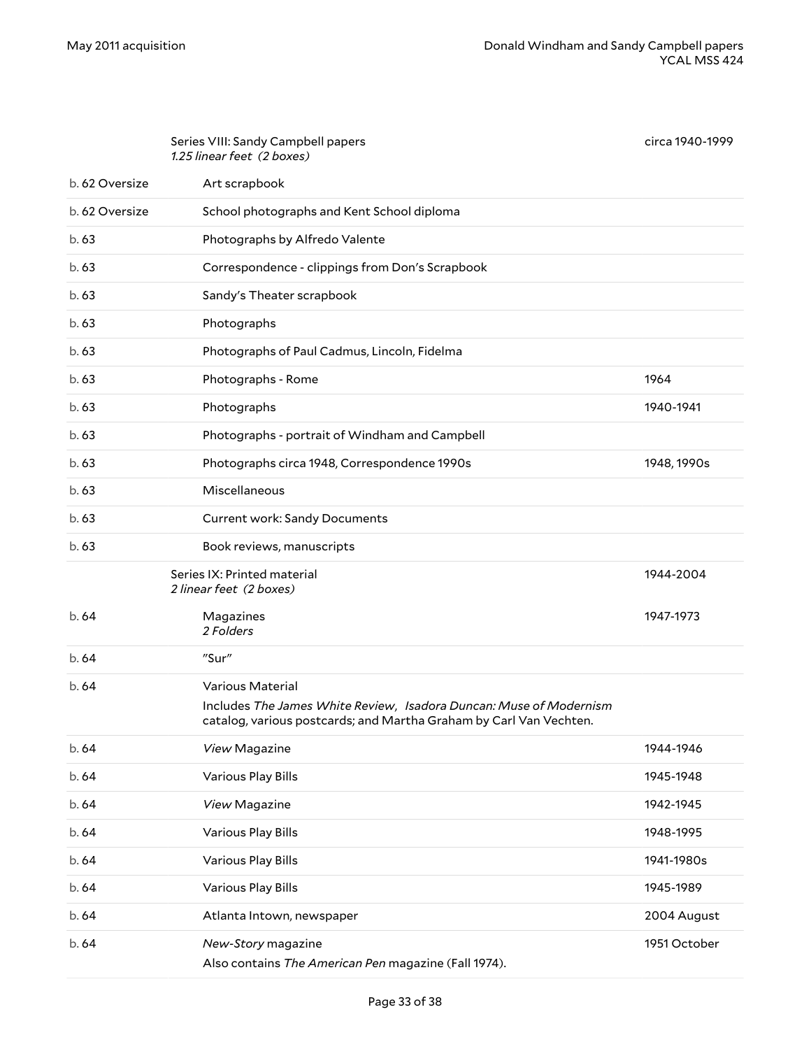| | | |
|---|---|---|
| | Series VIII: Sandy Campbell papers *1.25 linear feet (2 boxes)* | circa 1940-1999 |
| b. 62 Oversize | Art scrapbook | |
| b. 62 Oversize | School photographs and Kent School diploma | |
| b. 63 | Photographs by Alfredo Valente | |
| b. 63 | Correspondence - clippings from Don's Scrapbook | |
| b. 63 | Sandy's Theater scrapbook | |
| b. 63 | Photographs | |
| b. 63 | Photographs of Paul Cadmus, Lincoln, Fidelma | |
| b. 63 | Photographs - Rome | 1964 |
| b. 63 | Photographs | 1940-1941 |
| b. 63 | Photographs - portrait of Windham and Campbell | |
| b. 63 | Photographs circa 1948, Correspondence 1990s | 1948, 1990s |
| b. 63 | Miscellaneous | |
| b. 63 | Current work: Sandy Documents | |
| b. 63 | Book reviews, manuscripts | |
| | Series IX: Printed material *2 linear feet (2 boxes)* | 1944-2004 |
| b. 64 | Magazines *2 Folders* | 1947-1973 |
| b. 64 | "Sur" | |
| b. 64 | Various Material<br>Includes *The James White Review*, *Isadora Duncan: Muse of Modernism* catalog, various postcards; and Martha Graham by Carl Van Vechten. | |
| b. 64 | *View* Magazine | 1944-1946 |
| b. 64 | Various Play Bills | 1945-1948 |
| b. 64 | *View* Magazine | 1942-1945 |
| b. 64 | Various Play Bills | 1948-1995 |
| b. 64 | Various Play Bills | 1941-1980s |
| b. 64 | Various Play Bills | 1945-1989 |
| b. 64 | Atlanta Intown, newspaper | 2004 August |
| b. 64 | *New-Story* magazine<br>Also contains *The American Pen* magazine (Fall 1974). | 1951 October |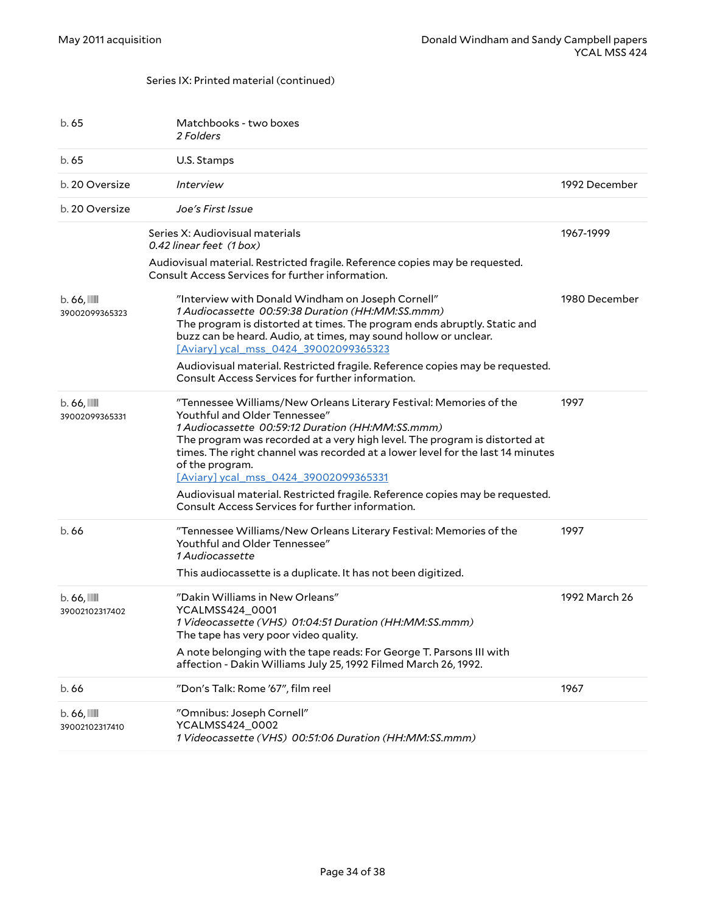Series IX: Printed material (continued)

| | | |
|---|---|---|
| b. 65 | Matchbooks - two boxes<br>*2 Folders* | |
| b. 65 | U.S. Stamps | |
| b. 20 Oversize | *Interview* | 1992 December |
| b. 20 Oversize | *Joe's First Issue* | |

## Series X: Audiovisual materials

1967-1999

*0.42 linear feet (1 box)*

Audiovisual material. Restricted fragile. Reference copies may be requested. Consult Access Services for further information.

| | | |
|---|---|---|
| b. 66, 39002099365323 | "Interview with Donald Windham on Joseph Cornell"<br>*1 Audiocassette 00:59:38 Duration (HH:MM:SS.mmm)*<br>The program is distorted at times. The program ends abruptly. Static and buzz can be heard. Audio, at times, may sound hollow or unclear.<br>[Aviary] ycal_mss_0424_39002099365323<br><br>Audiovisual material. Restricted fragile. Reference copies may be requested. Consult Access Services for further information. | 1980 December |
| b. 66, 39002099365331 | "Tennessee Williams/New Orleans Literary Festival: Memories of the Youthful and Older Tennessee"<br>*1 Audiocassette 00:59:12 Duration (HH:MM:SS.mmm)*<br>The program was recorded at a very high level. The program is distorted at times. The right channel was recorded at a lower level for the last 14 minutes of the program.<br>[Aviary] ycal_mss_0424_39002099365331<br><br>Audiovisual material. Restricted fragile. Reference copies may be requested. Consult Access Services for further information. | 1997 |
| b. 66 | "Tennessee Williams/New Orleans Literary Festival: Memories of the Youthful and Older Tennessee"<br>*1 Audiocassette*<br><br>This audiocassette is a duplicate. It has not been digitized. | 1997 |
| b. 66, 39002102317402 | "Dakin Williams in New Orleans"<br>YCALMSS424_0001<br>*1 Videocassette (VHS) 01:04:51 Duration (HH:MM:SS.mmm)*<br>The tape has very poor video quality.<br><br>A note belonging with the tape reads: For George T. Parsons III with affection - Dakin Williams July 25, 1992 Filmed March 26, 1992. | 1992 March 26 |
| b. 66 | "Don's Talk: Rome '67", film reel | 1967 |
| b. 66, 39002102317410 | "Omnibus: Joseph Cornell"<br>YCALMSS424_0002<br>*1 Videocassette (VHS) 00:51:06 Duration (HH:MM:SS.mmm)* | |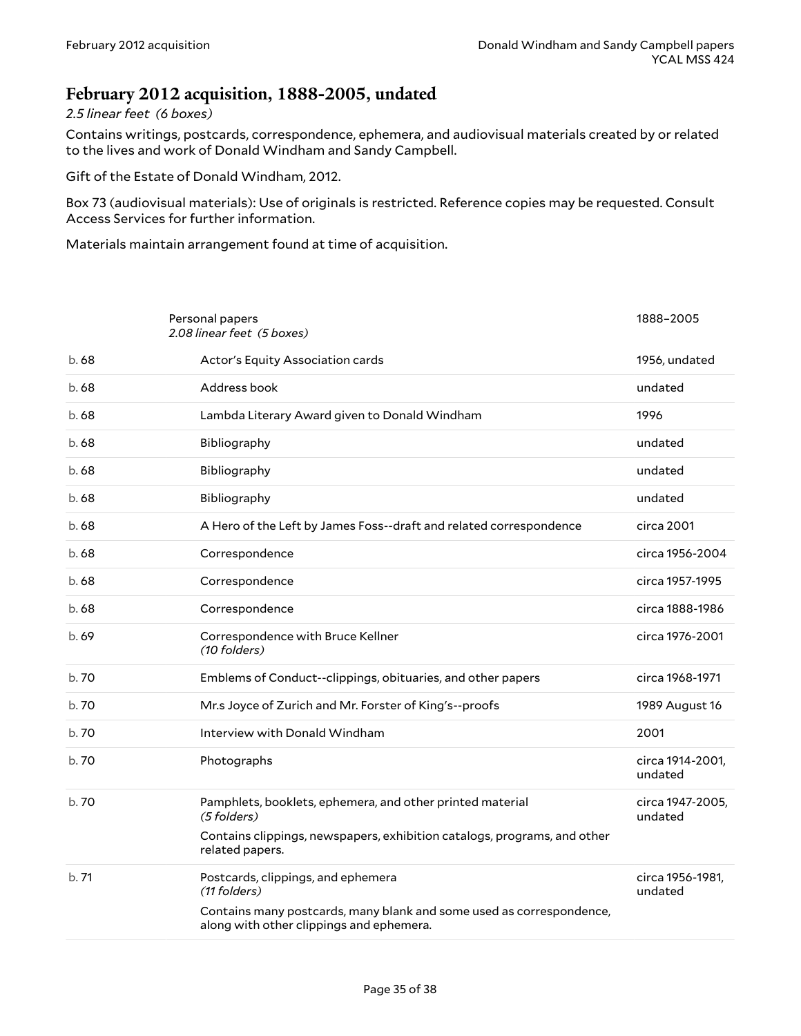## February 2012 acquisition, 1888-2005, undated

*2.5 linear feet (6 boxes)*

Contains writings, postcards, correspondence, ephemera, and audiovisual materials created by or related to the lives and work of Donald Windham and Sandy Campbell.

Gift of the Estate of Donald Windham, 2012.

Box 73 (audiovisual materials): Use of originals is restricted. Reference copies may be requested. Consult Access Services for further information.

Materials maintain arrangement found at time of acquisition.

| | | |
|---|---|---|
| | Personal papers<br>*2.08 linear feet (5 boxes)* | 1888–2005 |
| b. 68 | Actor's Equity Association cards | 1956, undated |
| b. 68 | Address book | undated |
| b. 68 | Lambda Literary Award given to Donald Windham | 1996 |
| b. 68 | Bibliography | undated |
| b. 68 | Bibliography | undated |
| b. 68 | Bibliography | undated |
| b. 68 | A Hero of the Left by James Foss--draft and related correspondence | circa 2001 |
| b. 68 | Correspondence | circa 1956-2004 |
| b. 68 | Correspondence | circa 1957-1995 |
| b. 68 | Correspondence | circa 1888-1986 |
| b. 69 | Correspondence with Bruce Kellner<br>*(10 folders)* | circa 1976-2001 |
| b. 70 | Emblems of Conduct--clippings, obituaries, and other papers | circa 1968-1971 |
| b. 70 | Mr.s Joyce of Zurich and Mr. Forster of King's--proofs | 1989 August 16 |
| b. 70 | Interview with Donald Windham | 2001 |
| b. 70 | Photographs | circa 1914-2001, undated |
| b. 70 | Pamphlets, booklets, ephemera, and other printed material<br>*(5 folders)*<br>Contains clippings, newspapers, exhibition catalogs, programs, and other related papers. | circa 1947-2005, undated |
| b. 71 | Postcards, clippings, and ephemera<br>*(11 folders)*<br>Contains many postcards, many blank and some used as correspondence, along with other clippings and ephemera. | circa 1956-1981, undated |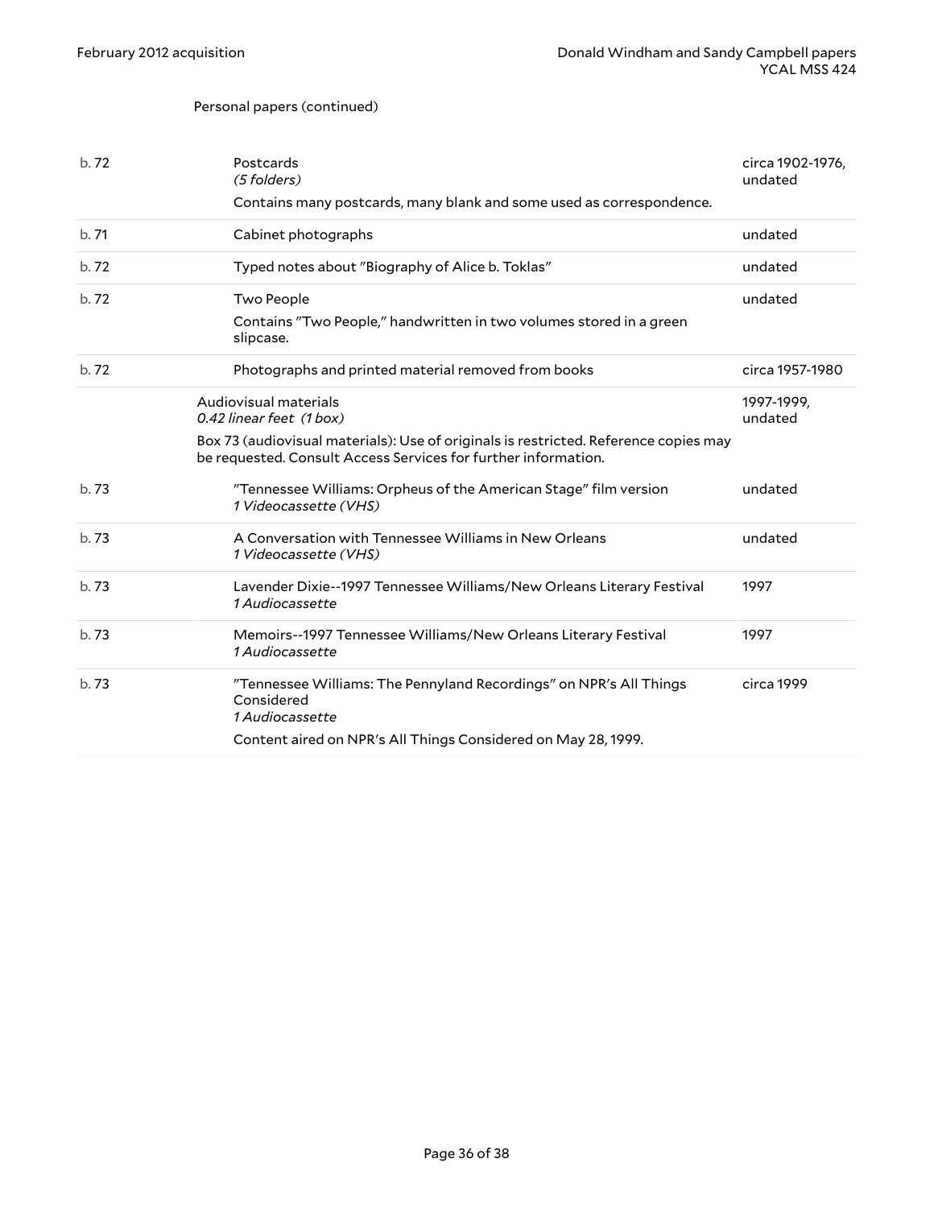Personal papers (continued)

| | | |
|---|---|---|
| b. 72 | Postcards<br>*(5 folders)*<br>Contains many postcards, many blank and some used as correspondence. | circa 1902-1976, undated |
| b. 71 | Cabinet photographs | undated |
| b. 72 | Typed notes about "Biography of Alice b. Toklas" | undated |
| b. 72 | Two People<br>Contains "Two People," handwritten in two volumes stored in a green slipcase. | undated |
| b. 72 | Photographs and printed material removed from books | circa 1957-1980 |
| | Audiovisual materials<br>*0.42 linear feet (1 box)*<br>Box 73 (audiovisual materials): Use of originals is restricted. Reference copies may be requested. Consult Access Services for further information. | 1997-1999, undated |
| b. 73 | "Tennessee Williams: Orpheus of the American Stage" film version<br>*1 Videocassette (VHS)* | undated |
| b. 73 | A Conversation with Tennessee Williams in New Orleans<br>*1 Videocassette (VHS)* | undated |
| b. 73 | Lavender Dixie--1997 Tennessee Williams/New Orleans Literary Festival<br>*1 Audiocassette* | 1997 |
| b. 73 | Memoirs--1997 Tennessee Williams/New Orleans Literary Festival<br>*1 Audiocassette* | 1997 |
| b. 73 | "Tennessee Williams: The Pennyland Recordings" on NPR's All Things Considered<br>*1 Audiocassette*<br>Content aired on NPR's All Things Considered on May 28, 1999. | circa 1999 |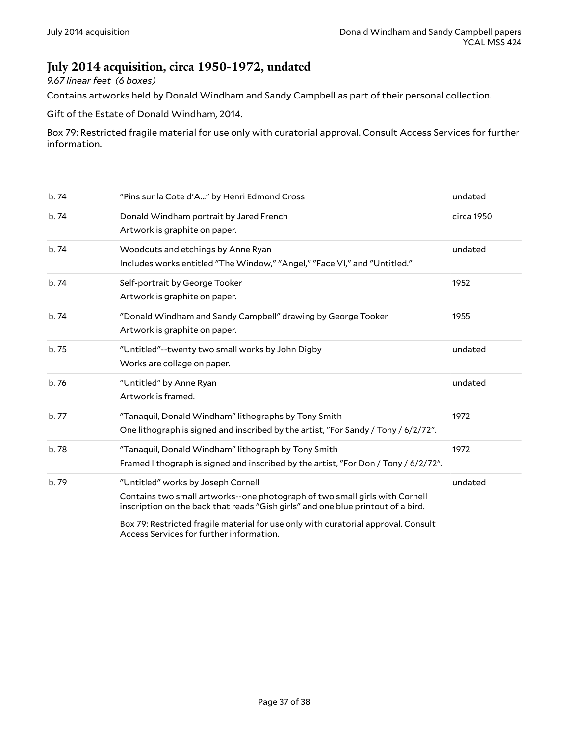## July 2014 acquisition, circa 1950-1972, undated

*9.67 linear feet (6 boxes)*

Contains artworks held by Donald Windham and Sandy Campbell as part of their personal collection.

Gift of the Estate of Donald Windham, 2014.

Box 79: Restricted fragile material for use only with curatorial approval. Consult Access Services for further information.

| | | |
|---|---|---|
| b. 74 | "Pins sur la Cote d'A..." by Henri Edmond Cross | undated |
| b. 74 | Donald Windham portrait by Jared French<br>Artwork is graphite on paper. | circa 1950 |
| b. 74 | Woodcuts and etchings by Anne Ryan<br>Includes works entitled "The Window," "Angel," "Face VI," and "Untitled." | undated |
| b. 74 | Self-portrait by George Tooker<br>Artwork is graphite on paper. | 1952 |
| b. 74 | "Donald Windham and Sandy Campbell" drawing by George Tooker<br>Artwork is graphite on paper. | 1955 |
| b. 75 | "Untitled"--twenty two small works by John Digby<br>Works are collage on paper. | undated |
| b. 76 | "Untitled" by Anne Ryan<br>Artwork is framed. | undated |
| b. 77 | "Tanaquil, Donald Windham" lithographs by Tony Smith<br>One lithograph is signed and inscribed by the artist, "For Sandy / Tony / 6/2/72". | 1972 |
| b. 78 | "Tanaquil, Donald Windham" lithograph by Tony Smith<br>Framed lithograph is signed and inscribed by the artist, "For Don / Tony / 6/2/72". | 1972 |
| b. 79 | "Untitled" works by Joseph Cornell<br>Contains two small artworks--one photograph of two small girls with Cornell inscription on the back that reads "Gish girls" and one blue printout of a bird.<br>Box 79: Restricted fragile material for use only with curatorial approval. Consult Access Services for further information. | undated |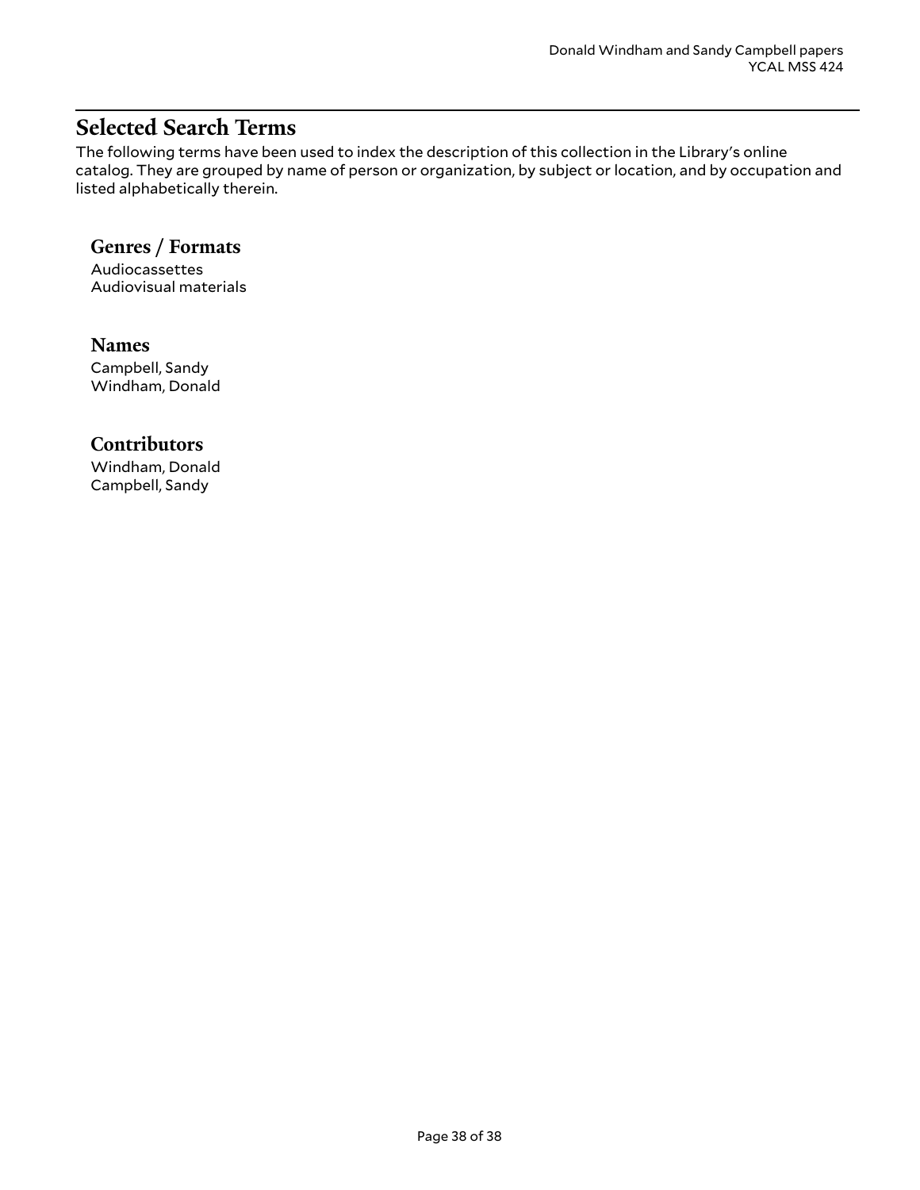## Selected Search Terms

The following terms have been used to index the description of this collection in the Library's online catalog. They are grouped by name of person or organization, by subject or location, and by occupation and listed alphabetically therein.

### Genres / Formats

Audiocassettes
Audiovisual materials

### Names

Campbell, Sandy
Windham, Donald

### Contributors

Windham, Donald
Campbell, Sandy